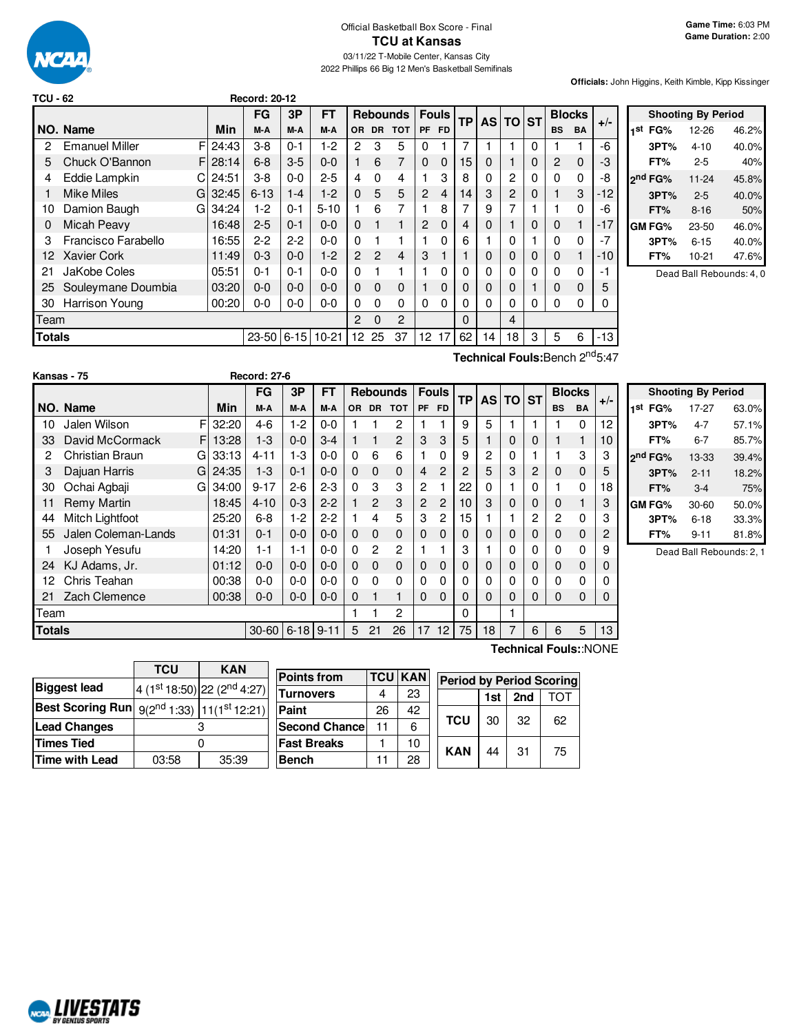Official Basketball Box Score - Final

# TCU at Kansas

03/11/22 T-Mobile Center, Kansas City

2022 Phillips 66 Big 12 Men's Basketball Semifinals

**Game Time:** 6:03 PM
**Game Duration:** 2:00

**Officials:** John Higgins, Keith Kimble, Kipp Kissinger

## TCU - 62 (Record: 20-12)

| NO. | Name | | Min | FG M-A | 3P M-A | FT M-A | OR | DR | TOT | PF | FD | TP | AS | TO | ST | BS | BA | +/- |
|---|---|---|---|---|---|---|---|---|---|---|---|---|---|---|---|---|---|---|
| 2 | Emanuel Miller | F | 24:43 | 3-8 | 0-1 | 1-2 | 2 | 3 | 5 | 0 | 1 | 7 | 1 | 1 | 0 | 1 | 1 | -6 |
| 5 | Chuck O'Bannon | F | 28:14 | 6-8 | 3-5 | 0-0 | 1 | 6 | 7 | 0 | 0 | 15 | 0 | 1 | 0 | 2 | 0 | -3 |
| 4 | Eddie Lampkin | C | 24:51 | 3-8 | 0-0 | 2-5 | 4 | 0 | 4 | 1 | 3 | 8 | 0 | 2 | 0 | 0 | 0 | -8 |
| 1 | Mike Miles | G | 32:45 | 6-13 | 1-4 | 1-2 | 0 | 5 | 5 | 2 | 4 | 14 | 3 | 2 | 0 | 1 | 3 | -12 |
| 10 | Damion Baugh | G | 34:24 | 1-2 | 0-1 | 5-10 | 1 | 6 | 7 | 1 | 8 | 7 | 9 | 7 | 1 | 1 | 0 | -6 |
| 0 | Micah Peavy | | 16:48 | 2-5 | 0-1 | 0-0 | 0 | 1 | 1 | 2 | 0 | 4 | 0 | 1 | 0 | 0 | 1 | -17 |
| 3 | Francisco Farabello | | 16:55 | 2-2 | 2-2 | 0-0 | 0 | 1 | 1 | 1 | 0 | 6 | 1 | 0 | 1 | 0 | 0 | -7 |
| 12 | Xavier Cork | | 11:49 | 0-3 | 0-0 | 1-2 | 2 | 2 | 4 | 3 | 1 | 1 | 0 | 0 | 0 | 0 | 1 | -10 |
| 21 | JaKobe Coles | | 05:51 | 0-1 | 0-1 | 0-0 | 0 | 1 | 1 | 1 | 0 | 0 | 0 | 0 | 0 | 0 | 0 | -1 |
| 25 | Souleymane Doumbia | | 03:20 | 0-0 | 0-0 | 0-0 | 0 | 0 | 0 | 1 | 0 | 0 | 0 | 0 | 1 | 0 | 0 | 5 |
| 30 | Harrison Young | | 00:20 | 0-0 | 0-0 | 0-0 | 0 | 0 | 0 | 0 | 0 | 0 | 0 | 0 | 0 | 0 | 0 | 0 |
| | Team | | | | | | 2 | 0 | 2 | | | 0 | | 4 | | | | |
| | **Totals** | | | 23-50 | 6-15 | 10-21 | 12 | 25 | 37 | 12 | 17 | 62 | 14 | 18 | 3 | 5 | 6 | -13 |

**Technical Fouls:** Bench 2nd 5:47

| Shooting By Period | | |
|---|---|---|
| 1st FG% | 12-26 | 46.2% |
| 3PT% | 4-10 | 40.0% |
| FT% | 2-5 | 40% |
| 2nd FG% | 11-24 | 45.8% |
| 3PT% | 2-5 | 40.0% |
| FT% | 8-16 | 50% |
| GM FG% | 23-50 | 46.0% |
| 3PT% | 6-15 | 40.0% |
| FT% | 10-21 | 47.6% |

Dead Ball Rebounds: 4, 0

## Kansas - 75 (Record: 27-6)

| NO. | Name | | Min | FG M-A | 3P M-A | FT M-A | OR | DR | TOT | PF | FD | TP | AS | TO | ST | BS | BA | +/- |
|---|---|---|---|---|---|---|---|---|---|---|---|---|---|---|---|---|---|---|
| 10 | Jalen Wilson | F | 32:20 | 4-6 | 1-2 | 0-0 | 1 | 1 | 2 | 1 | 1 | 9 | 5 | 1 | 1 | 1 | 0 | 12 |
| 33 | David McCormack | F | 13:28 | 1-3 | 0-0 | 3-4 | 1 | 1 | 2 | 3 | 3 | 5 | 1 | 0 | 0 | 1 | 1 | 10 |
| 2 | Christian Braun | G | 33:13 | 4-11 | 1-3 | 0-0 | 0 | 6 | 6 | 1 | 0 | 9 | 2 | 0 | 1 | 1 | 3 | 3 |
| 3 | Dajuan Harris | G | 24:35 | 1-3 | 0-1 | 0-0 | 0 | 0 | 0 | 4 | 2 | 2 | 5 | 3 | 2 | 0 | 0 | 5 |
| 30 | Ochai Agbaji | G | 34:00 | 9-17 | 2-6 | 2-3 | 0 | 3 | 3 | 2 | 1 | 22 | 0 | 1 | 0 | 1 | 0 | 18 |
| 11 | Remy Martin | | 18:45 | 4-10 | 0-3 | 2-2 | 1 | 2 | 3 | 2 | 2 | 10 | 3 | 0 | 0 | 0 | 1 | 3 |
| 44 | Mitch Lightfoot | | 25:20 | 6-8 | 1-2 | 2-2 | 1 | 4 | 5 | 3 | 2 | 15 | 1 | 1 | 2 | 2 | 0 | 3 |
| 55 | Jalen Coleman-Lands | | 01:31 | 0-1 | 0-0 | 0-0 | 0 | 0 | 0 | 0 | 0 | 0 | 0 | 0 | 0 | 0 | 0 | 2 |
| 1 | Joseph Yesufu | | 14:20 | 1-1 | 1-1 | 0-0 | 0 | 2 | 2 | 1 | 1 | 3 | 1 | 0 | 0 | 0 | 0 | 9 |
| 24 | KJ Adams, Jr. | | 01:12 | 0-0 | 0-0 | 0-0 | 0 | 0 | 0 | 0 | 0 | 0 | 0 | 0 | 0 | 0 | 0 | 0 |
| 12 | Chris Teahan | | 00:38 | 0-0 | 0-0 | 0-0 | 0 | 0 | 0 | 0 | 0 | 0 | 0 | 0 | 0 | 0 | 0 | 0 |
| 21 | Zach Clemence | | 00:38 | 0-0 | 0-0 | 0-0 | 0 | 1 | 1 | 0 | 0 | 0 | 0 | 0 | 0 | 0 | 0 | 0 |
| | Team | | | | | | 1 | 1 | 2 | | | 0 | | 1 | | | | |
| | **Totals** | | | 30-60 | 6-18 | 9-11 | 5 | 21 | 26 | 17 | 12 | 75 | 18 | 7 | 6 | 6 | 5 | 13 |

**Technical Fouls:** :NONE

| Shooting By Period | | |
|---|---|---|
| 1st FG% | 17-27 | 63.0% |
| 3PT% | 4-7 | 57.1% |
| FT% | 6-7 | 85.7% |
| 2nd FG% | 13-33 | 39.4% |
| 3PT% | 2-11 | 18.2% |
| FT% | 3-4 | 75% |
| GM FG% | 30-60 | 50.0% |
| 3PT% | 6-18 | 33.3% |
| FT% | 9-11 | 81.8% |

Dead Ball Rebounds: 2, 1

| | TCU | KAN |
|---|---|---|
| Biggest lead | 4 (1st 18:50) | 22 (2nd 4:27) |
| Best Scoring Run | 9(2nd 1:33) | 11(1st 12:21) |
| Lead Changes | 3 | |
| Times Tied | 0 | |
| Time with Lead | 03:58 | 35:39 |

| Points from | TCU | KAN |
|---|---|---|
| Turnovers | 4 | 23 |
| Paint | 26 | 42 |
| Second Chance | 11 | 6 |
| Fast Breaks | 1 | 10 |
| Bench | 11 | 28 |

| Period by Period Scoring | 1st | 2nd | TOT |
|---|---|---|---|
| TCU | 30 | 32 | 62 |
| KAN | 44 | 31 | 75 |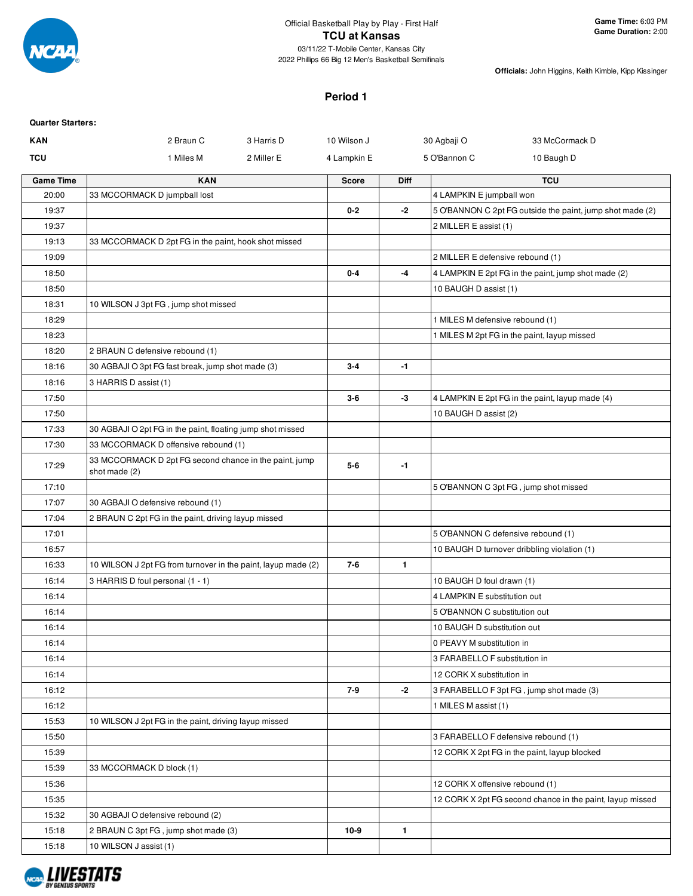Official Basketball Play by Play - First Half

# TCU at Kansas

03/11/22 T-Mobile Center, Kansas City
2022 Phillips 66 Big 12 Men's Basketball Semifinals

**Game Time:** 6:03 PM
**Game Duration:** 2:00

**Officials:** John Higgins, Keith Kimble, Kipp Kissinger

## Period 1

**Quarter Starters:**

| | | | | | |
|---|---|---|---|---|---|
| **KAN** | 2 Braun C | 3 Harris D | 10 Wilson J | 30 Agbaji O | 33 McCormack D |
| **TCU** | 1 Miles M | 2 Miller E | 4 Lampkin E | 5 O'Bannon C | 10 Baugh D |

| Game Time | KAN | Score | Diff | TCU |
|---|---|---|---|---|
| 20:00 | 33 MCCORMACK D jumpball lost | | | 4 LAMPKIN E jumpball won |
| 19:37 | | 0-2 | -2 | 5 O'BANNON C 2pt FG outside the paint, jump shot made (2) |
| 19:37 | | | | 2 MILLER E assist (1) |
| 19:13 | 33 MCCORMACK D 2pt FG in the paint, hook shot missed | | | |
| 19:09 | | | | 2 MILLER E defensive rebound (1) |
| 18:50 | | 0-4 | -4 | 4 LAMPKIN E 2pt FG in the paint, jump shot made (2) |
| 18:50 | | | | 10 BAUGH D assist (1) |
| 18:31 | 10 WILSON J 3pt FG , jump shot missed | | | |
| 18:29 | | | | 1 MILES M defensive rebound (1) |
| 18:23 | | | | 1 MILES M 2pt FG in the paint, layup missed |
| 18:20 | 2 BRAUN C defensive rebound (1) | | | |
| 18:16 | 30 AGBAJI O 3pt FG fast break, jump shot made (3) | 3-4 | -1 | |
| 18:16 | 3 HARRIS D assist (1) | | | |
| 17:50 | | 3-6 | -3 | 4 LAMPKIN E 2pt FG in the paint, layup made (4) |
| 17:50 | | | | 10 BAUGH D assist (2) |
| 17:33 | 30 AGBAJI O 2pt FG in the paint, floating jump shot missed | | | |
| 17:30 | 33 MCCORMACK D offensive rebound (1) | | | |
| 17:29 | 33 MCCORMACK D 2pt FG second chance in the paint, jump shot made (2) | 5-6 | -1 | |
| 17:10 | | | | 5 O'BANNON C 3pt FG , jump shot missed |
| 17:07 | 30 AGBAJI O defensive rebound (1) | | | |
| 17:04 | 2 BRAUN C 2pt FG in the paint, driving layup missed | | | |
| 17:01 | | | | 5 O'BANNON C defensive rebound (1) |
| 16:57 | | | | 10 BAUGH D turnover dribbling violation (1) |
| 16:33 | 10 WILSON J 2pt FG from turnover in the paint, layup made (2) | 7-6 | 1 | |
| 16:14 | 3 HARRIS D foul personal (1 - 1) | | | 10 BAUGH D foul drawn (1) |
| 16:14 | | | | 4 LAMPKIN E substitution out |
| 16:14 | | | | 5 O'BANNON C substitution out |
| 16:14 | | | | 10 BAUGH D substitution out |
| 16:14 | | | | 0 PEAVY M substitution in |
| 16:14 | | | | 3 FARABELLO F substitution in |
| 16:14 | | | | 12 CORK X substitution in |
| 16:12 | | 7-9 | -2 | 3 FARABELLO F 3pt FG , jump shot made (3) |
| 16:12 | | | | 1 MILES M assist (1) |
| 15:53 | 10 WILSON J 2pt FG in the paint, driving layup missed | | | |
| 15:50 | | | | 3 FARABELLO F defensive rebound (1) |
| 15:39 | | | | 12 CORK X 2pt FG in the paint, layup blocked |
| 15:39 | 33 MCCORMACK D block (1) | | | |
| 15:36 | | | | 12 CORK X offensive rebound (1) |
| 15:35 | | | | 12 CORK X 2pt FG second chance in the paint, layup missed |
| 15:32 | 30 AGBAJI O defensive rebound (2) | | | |
| 15:18 | 2 BRAUN C 3pt FG , jump shot made (3) | 10-9 | 1 | |
| 15:18 | 10 WILSON J assist (1) | | | |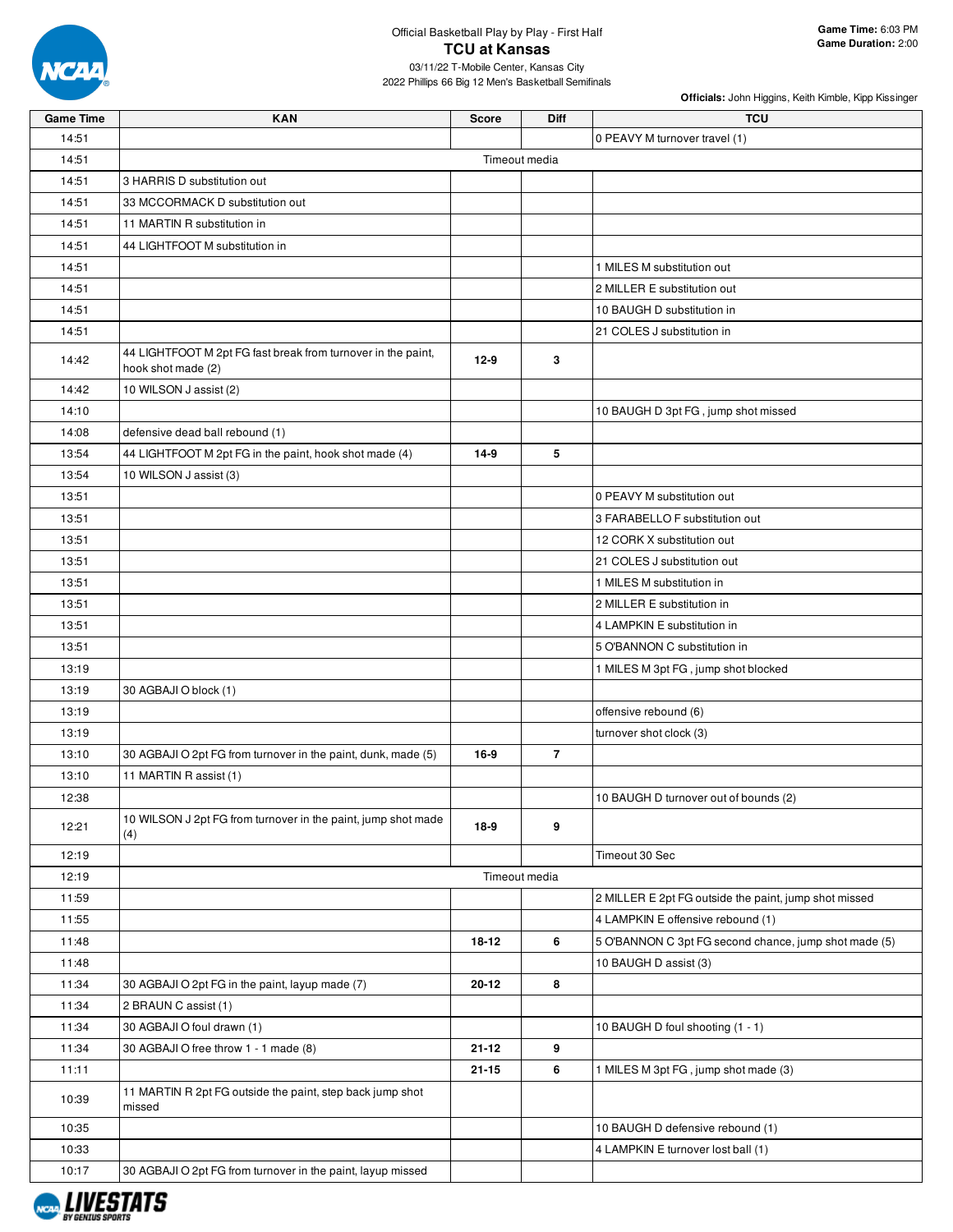Official Basketball Play by Play - First Half

# TCU at Kansas

03/11/22 T-Mobile Center, Kansas City

2022 Phillips 66 Big 12 Men's Basketball Semifinals

**Game Time:** 6:03 PM
**Game Duration:** 2:00

**Officials:** John Higgins, Keith Kimble, Kipp Kissinger

| Game Time | KAN | Score | Diff | TCU |
|---|---|---|---|---|
| 14:51 | | | | 0 PEAVY M turnover travel (1) |
| 14:51 | | Timeout media | | |
| 14:51 | 3 HARRIS D substitution out | | | |
| 14:51 | 33 MCCORMACK D substitution out | | | |
| 14:51 | 11 MARTIN R substitution in | | | |
| 14:51 | 44 LIGHTFOOT M substitution in | | | |
| 14:51 | | | | 1 MILES M substitution out |
| 14:51 | | | | 2 MILLER E substitution out |
| 14:51 | | | | 10 BAUGH D substitution in |
| 14:51 | | | | 21 COLES J substitution in |
| 14:42 | 44 LIGHTFOOT M 2pt FG fast break from turnover in the paint, hook shot made (2) | 12-9 | 3 | |
| 14:42 | 10 WILSON J assist (2) | | | |
| 14:10 | | | | 10 BAUGH D 3pt FG , jump shot missed |
| 14:08 | defensive dead ball rebound (1) | | | |
| 13:54 | 44 LIGHTFOOT M 2pt FG in the paint, hook shot made (4) | 14-9 | 5 | |
| 13:54 | 10 WILSON J assist (3) | | | |
| 13:51 | | | | 0 PEAVY M substitution out |
| 13:51 | | | | 3 FARABELLO F substitution out |
| 13:51 | | | | 12 CORK X substitution out |
| 13:51 | | | | 21 COLES J substitution out |
| 13:51 | | | | 1 MILES M substitution in |
| 13:51 | | | | 2 MILLER E substitution in |
| 13:51 | | | | 4 LAMPKIN E substitution in |
| 13:51 | | | | 5 O'BANNON C substitution in |
| 13:19 | | | | 1 MILES M 3pt FG , jump shot blocked |
| 13:19 | 30 AGBAJI O block (1) | | | |
| 13:19 | | | | offensive rebound (6) |
| 13:19 | | | | turnover shot clock (3) |
| 13:10 | 30 AGBAJI O 2pt FG from turnover in the paint, dunk, made (5) | 16-9 | 7 | |
| 13:10 | 11 MARTIN R assist (1) | | | |
| 12:38 | | | | 10 BAUGH D turnover out of bounds (2) |
| 12:21 | 10 WILSON J 2pt FG from turnover in the paint, jump shot made (4) | 18-9 | 9 | |
| 12:19 | | | | Timeout 30 Sec |
| 12:19 | | Timeout media | | |
| 11:59 | | | | 2 MILLER E 2pt FG outside the paint, jump shot missed |
| 11:55 | | | | 4 LAMPKIN E offensive rebound (1) |
| 11:48 | | 18-12 | 6 | 5 O'BANNON C 3pt FG second chance, jump shot made (5) |
| 11:48 | | | | 10 BAUGH D assist (3) |
| 11:34 | 30 AGBAJI O 2pt FG in the paint, layup made (7) | 20-12 | 8 | |
| 11:34 | 2 BRAUN C assist (1) | | | |
| 11:34 | 30 AGBAJI O foul drawn (1) | | | 10 BAUGH D foul shooting (1 - 1) |
| 11:34 | 30 AGBAJI O free throw 1 - 1 made (8) | 21-12 | 9 | |
| 11:11 | | 21-15 | 6 | 1 MILES M 3pt FG , jump shot made (3) |
| 10:39 | 11 MARTIN R 2pt FG outside the paint, step back jump shot missed | | | |
| 10:35 | | | | 10 BAUGH D defensive rebound (1) |
| 10:33 | | | | 4 LAMPKIN E turnover lost ball (1) |
| 10:17 | 30 AGBAJI O 2pt FG from turnover in the paint, layup missed | | | |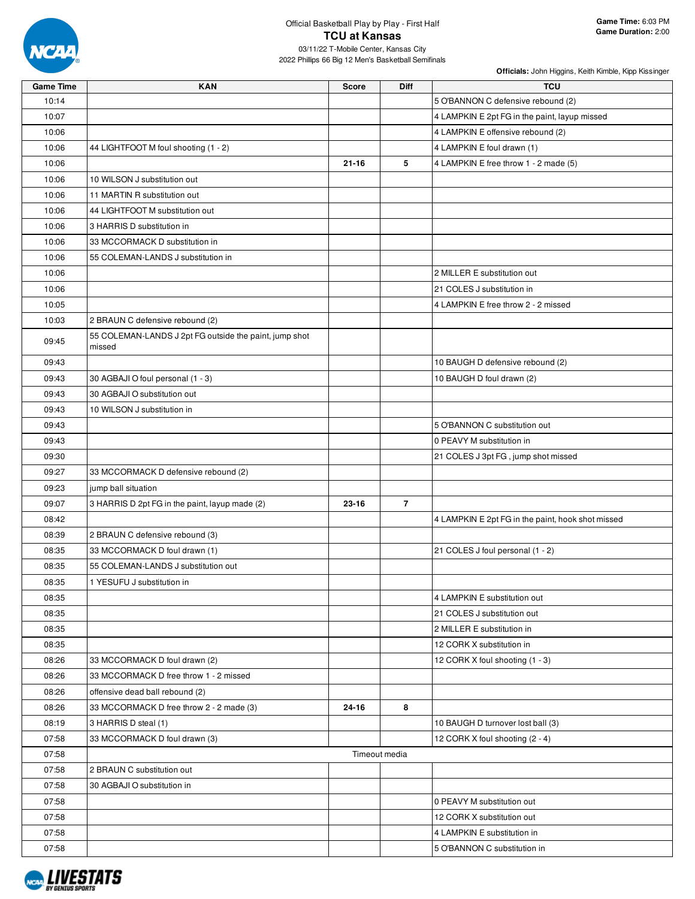Official Basketball Play by Play - First Half

# TCU at Kansas

03/11/22 T-Mobile Center, Kansas City

2022 Phillips 66 Big 12 Men's Basketball Semifinals

**Game Time:** 6:03 PM
**Game Duration:** 2:00

**Officials:** John Higgins, Keith Kimble, Kipp Kissinger

| Game Time | KAN | Score | Diff | TCU |
|---|---|---|---|---|
| 10:14 | | | | 5 O'BANNON C defensive rebound (2) |
| 10:07 | | | | 4 LAMPKIN E 2pt FG in the paint, layup missed |
| 10:06 | | | | 4 LAMPKIN E offensive rebound (2) |
| 10:06 | 44 LIGHTFOOT M foul shooting (1 - 2) | | | 4 LAMPKIN E foul drawn (1) |
| 10:06 | | 21-16 | 5 | 4 LAMPKIN E free throw 1 - 2 made (5) |
| 10:06 | 10 WILSON J substitution out | | | |
| 10:06 | 11 MARTIN R substitution out | | | |
| 10:06 | 44 LIGHTFOOT M substitution out | | | |
| 10:06 | 3 HARRIS D substitution in | | | |
| 10:06 | 33 MCCORMACK D substitution in | | | |
| 10:06 | 55 COLEMAN-LANDS J substitution in | | | |
| 10:06 | | | | 2 MILLER E substitution out |
| 10:06 | | | | 21 COLES J substitution in |
| 10:05 | | | | 4 LAMPKIN E free throw 2 - 2 missed |
| 10:03 | 2 BRAUN C defensive rebound (2) | | | |
| 09:45 | 55 COLEMAN-LANDS J 2pt FG outside the paint, jump shot missed | | | |
| 09:43 | | | | 10 BAUGH D defensive rebound (2) |
| 09:43 | 30 AGBAJI O foul personal (1 - 3) | | | 10 BAUGH D foul drawn (2) |
| 09:43 | 30 AGBAJI O substitution out | | | |
| 09:43 | 10 WILSON J substitution in | | | |
| 09:43 | | | | 5 O'BANNON C substitution out |
| 09:43 | | | | 0 PEAVY M substitution in |
| 09:30 | | | | 21 COLES J 3pt FG , jump shot missed |
| 09:27 | 33 MCCORMACK D defensive rebound (2) | | | |
| 09:23 | jump ball situation | | | |
| 09:07 | 3 HARRIS D 2pt FG in the paint, layup made (2) | 23-16 | 7 | |
| 08:42 | | | | 4 LAMPKIN E 2pt FG in the paint, hook shot missed |
| 08:39 | 2 BRAUN C defensive rebound (3) | | | |
| 08:35 | 33 MCCORMACK D foul drawn (1) | | | 21 COLES J foul personal (1 - 2) |
| 08:35 | 55 COLEMAN-LANDS J substitution out | | | |
| 08:35 | 1 YESUFU J substitution in | | | |
| 08:35 | | | | 4 LAMPKIN E substitution out |
| 08:35 | | | | 21 COLES J substitution out |
| 08:35 | | | | 2 MILLER E substitution in |
| 08:35 | | | | 12 CORK X substitution in |
| 08:26 | 33 MCCORMACK D foul drawn (2) | | | 12 CORK X foul shooting (1 - 3) |
| 08:26 | 33 MCCORMACK D free throw 1 - 2 missed | | | |
| 08:26 | offensive dead ball rebound (2) | | | |
| 08:26 | 33 MCCORMACK D free throw 2 - 2 made (3) | 24-16 | 8 | |
| 08:19 | 3 HARRIS D steal (1) | | | 10 BAUGH D turnover lost ball (3) |
| 07:58 | 33 MCCORMACK D foul drawn (3) | | | 12 CORK X foul shooting (2 - 4) |
| 07:58 | Timeout media | | | |
| 07:58 | 2 BRAUN C substitution out | | | |
| 07:58 | 30 AGBAJI O substitution in | | | |
| 07:58 | | | | 0 PEAVY M substitution out |
| 07:58 | | | | 12 CORK X substitution out |
| 07:58 | | | | 4 LAMPKIN E substitution in |
| 07:58 | | | | 5 O'BANNON C substitution in |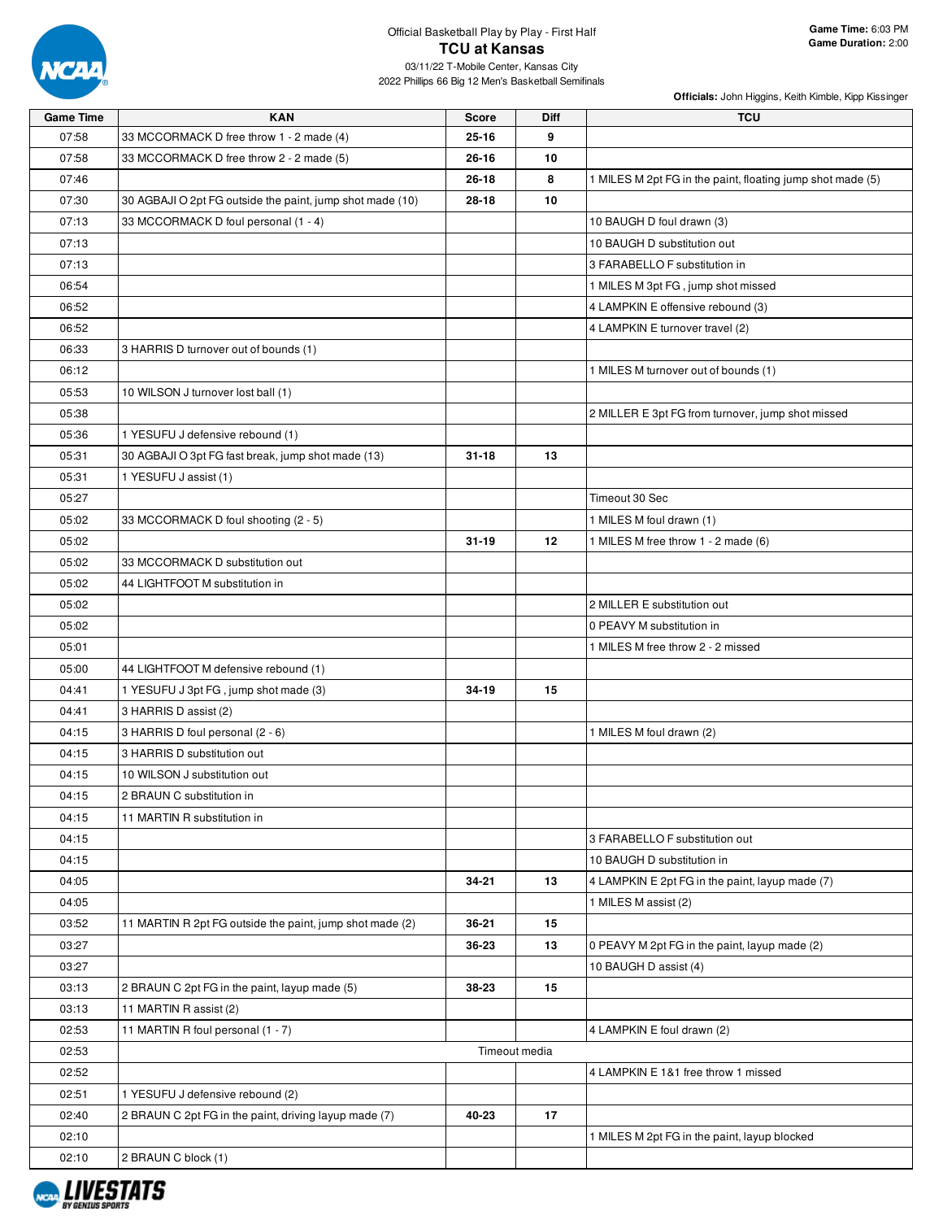Official Basketball Play by Play - First Half

# TCU at Kansas

03/11/22 T-Mobile Center, Kansas City

2022 Phillips 66 Big 12 Men's Basketball Semifinals

**Game Time:** 6:03 PM
**Game Duration:** 2:00

**Officials:** John Higgins, Keith Kimble, Kipp Kissinger

| Game Time | KAN | Score | Diff | TCU |
|---|---|---|---|---|
| 07:58 | 33 MCCORMACK D free throw 1 - 2 made (4) | 25-16 | 9 | |
| 07:58 | 33 MCCORMACK D free throw 2 - 2 made (5) | 26-16 | 10 | |
| 07:46 | | 26-18 | 8 | 1 MILES M 2pt FG in the paint, floating jump shot made (5) |
| 07:30 | 30 AGBAJI O 2pt FG outside the paint, jump shot made (10) | 28-18 | 10 | |
| 07:13 | 33 MCCORMACK D foul personal (1 - 4) | | | 10 BAUGH D foul drawn (3) |
| 07:13 | | | | 10 BAUGH D substitution out |
| 07:13 | | | | 3 FARABELLO F substitution in |
| 06:54 | | | | 1 MILES M 3pt FG , jump shot missed |
| 06:52 | | | | 4 LAMPKIN E offensive rebound (3) |
| 06:52 | | | | 4 LAMPKIN E turnover travel (2) |
| 06:33 | 3 HARRIS D turnover out of bounds (1) | | | |
| 06:12 | | | | 1 MILES M turnover out of bounds (1) |
| 05:53 | 10 WILSON J turnover lost ball (1) | | | |
| 05:38 | | | | 2 MILLER E 3pt FG from turnover, jump shot missed |
| 05:36 | 1 YESUFU J defensive rebound (1) | | | |
| 05:31 | 30 AGBAJI O 3pt FG fast break, jump shot made (13) | 31-18 | 13 | |
| 05:31 | 1 YESUFU J assist (1) | | | |
| 05:27 | | | | Timeout 30 Sec |
| 05:02 | 33 MCCORMACK D foul shooting (2 - 5) | | | 1 MILES M foul drawn (1) |
| 05:02 | | 31-19 | 12 | 1 MILES M free throw 1 - 2 made (6) |
| 05:02 | 33 MCCORMACK D substitution out | | | |
| 05:02 | 44 LIGHTFOOT M substitution in | | | |
| 05:02 | | | | 2 MILLER E substitution out |
| 05:02 | | | | 0 PEAVY M substitution in |
| 05:01 | | | | 1 MILES M free throw 2 - 2 missed |
| 05:00 | 44 LIGHTFOOT M defensive rebound (1) | | | |
| 04:41 | 1 YESUFU J 3pt FG , jump shot made (3) | 34-19 | 15 | |
| 04:41 | 3 HARRIS D assist (2) | | | |
| 04:15 | 3 HARRIS D foul personal (2 - 6) | | | 1 MILES M foul drawn (2) |
| 04:15 | 3 HARRIS D substitution out | | | |
| 04:15 | 10 WILSON J substitution out | | | |
| 04:15 | 2 BRAUN C substitution in | | | |
| 04:15 | 11 MARTIN R substitution in | | | |
| 04:15 | | | | 3 FARABELLO F substitution out |
| 04:15 | | | | 10 BAUGH D substitution in |
| 04:05 | | 34-21 | 13 | 4 LAMPKIN E 2pt FG in the paint, layup made (7) |
| 04:05 | | | | 1 MILES M assist (2) |
| 03:52 | 11 MARTIN R 2pt FG outside the paint, jump shot made (2) | 36-21 | 15 | |
| 03:27 | | 36-23 | 13 | 0 PEAVY M 2pt FG in the paint, layup made (2) |
| 03:27 | | | | 10 BAUGH D assist (4) |
| 03:13 | 2 BRAUN C 2pt FG in the paint, layup made (5) | 38-23 | 15 | |
| 03:13 | 11 MARTIN R assist (2) | | | |
| 02:53 | 11 MARTIN R foul personal (1 - 7) | | | 4 LAMPKIN E foul drawn (2) |
| 02:53 | Timeout media | | | |
| 02:52 | | | | 4 LAMPKIN E 1&1 free throw 1 missed |
| 02:51 | 1 YESUFU J defensive rebound (2) | | | |
| 02:40 | 2 BRAUN C 2pt FG in the paint, driving layup made (7) | 40-23 | 17 | |
| 02:10 | | | | 1 MILES M 2pt FG in the paint, layup blocked |
| 02:10 | 2 BRAUN C block (1) | | | |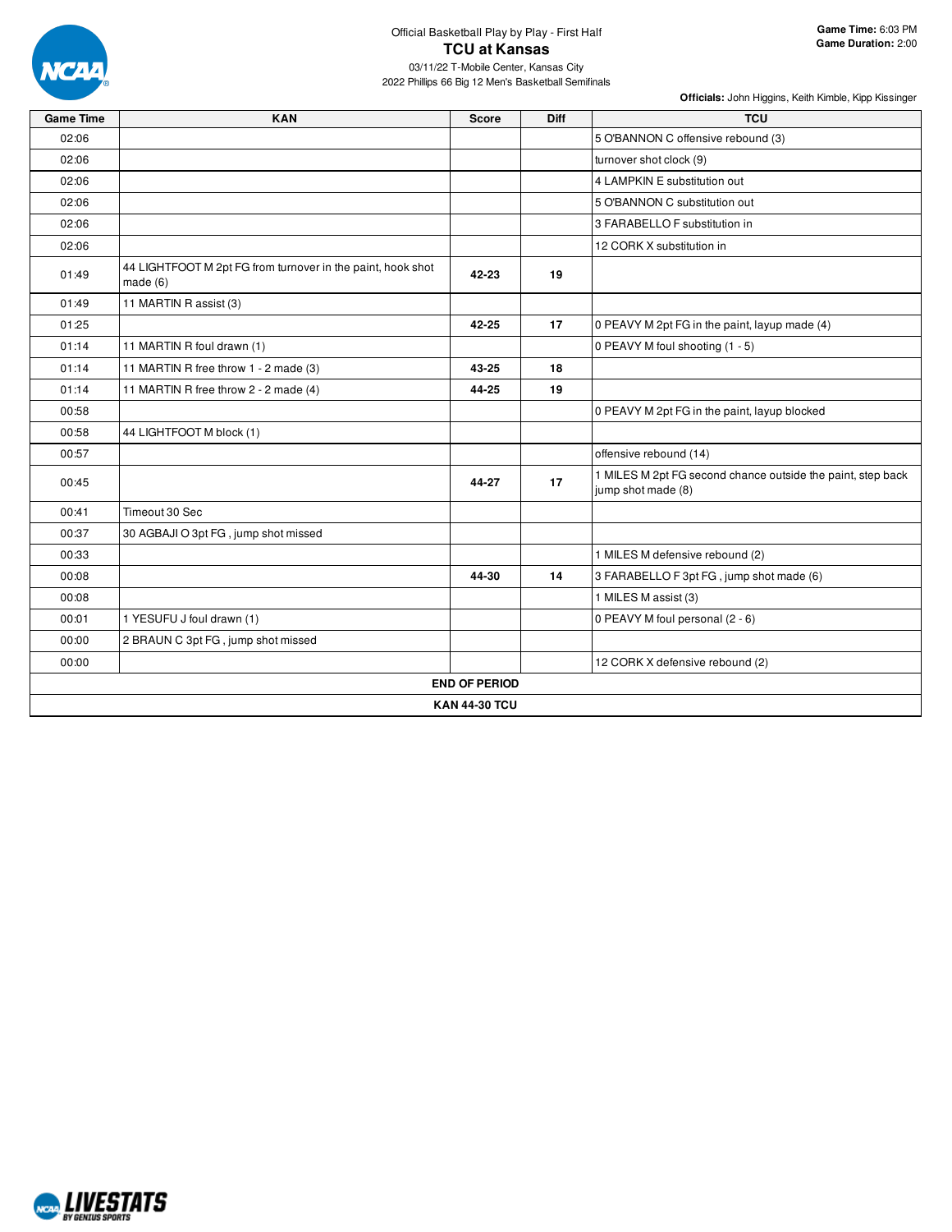Official Basketball Play by Play - First Half

# TCU at Kansas

03/11/22 T-Mobile Center, Kansas City

2022 Phillips 66 Big 12 Men's Basketball Semifinals

**Game Time:** 6:03 PM
**Game Duration:** 2:00

**Officials:** John Higgins, Keith Kimble, Kipp Kissinger

| Game Time | KAN | Score | Diff | TCU |
|---|---|---|---|---|
| 02:06 | | | | 5 O'BANNON C offensive rebound (3) |
| 02:06 | | | | turnover shot clock (9) |
| 02:06 | | | | 4 LAMPKIN E substitution out |
| 02:06 | | | | 5 O'BANNON C substitution out |
| 02:06 | | | | 3 FARABELLO F substitution in |
| 02:06 | | | | 12 CORK X substitution in |
| 01:49 | 44 LIGHTFOOT M 2pt FG from turnover in the paint, hook shot made (6) | 42-23 | 19 | |
| 01:49 | 11 MARTIN R assist (3) | | | |
| 01:25 | | 42-25 | 17 | 0 PEAVY M 2pt FG in the paint, layup made (4) |
| 01:14 | 11 MARTIN R foul drawn (1) | | | 0 PEAVY M foul shooting (1 - 5) |
| 01:14 | 11 MARTIN R free throw 1 - 2 made (3) | 43-25 | 18 | |
| 01:14 | 11 MARTIN R free throw 2 - 2 made (4) | 44-25 | 19 | |
| 00:58 | | | | 0 PEAVY M 2pt FG in the paint, layup blocked |
| 00:58 | 44 LIGHTFOOT M block (1) | | | |
| 00:57 | | | | offensive rebound (14) |
| 00:45 | | 44-27 | 17 | 1 MILES M 2pt FG second chance outside the paint, step back jump shot made (8) |
| 00:41 | Timeout 30 Sec | | | |
| 00:37 | 30 AGBAJI O 3pt FG , jump shot missed | | | |
| 00:33 | | | | 1 MILES M defensive rebound (2) |
| 00:08 | | 44-30 | 14 | 3 FARABELLO F 3pt FG , jump shot made (6) |
| 00:08 | | | | 1 MILES M assist (3) |
| 00:01 | 1 YESUFU J foul drawn (1) | | | 0 PEAVY M foul personal (2 - 6) |
| 00:00 | 2 BRAUN C 3pt FG , jump shot missed | | | |
| 00:00 | | | | 12 CORK X defensive rebound (2) |
| **END OF PERIOD** | | | | |
| **KAN 44-30 TCU** | | | | |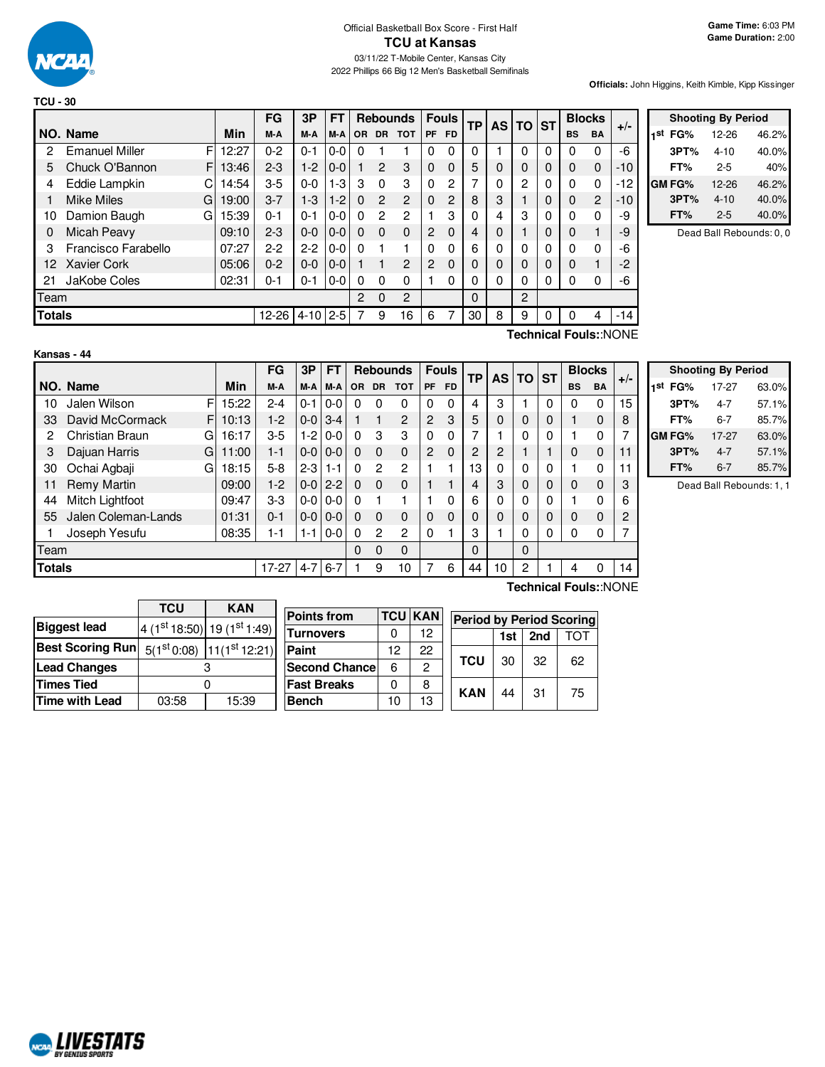# Official Basketball Box Score - First Half

## TCU at Kansas

03/11/22 T-Mobile Center, Kansas City
2022 Phillips 66 Big 12 Men's Basketball Semifinals

**Game Time:** 6:03 PM
**Game Duration:** 2:00

**Officials:** John Higgins, Keith Kimble, Kipp Kissinger

### TCU - 30

| NO. | Name | | Min | FG M-A | 3P M-A | FT M-A | OR | DR | TOT | PF | FD | TP | AS | TO | ST | BS | BA | +/- |
|---|---|---|---|---|---|---|---|---|---|---|---|---|---|---|---|---|---|---|
| 2 | Emanuel Miller | F | 12:27 | 0-2 | 0-1 | 0-0 | 0 | 1 | 1 | 0 | 0 | 0 | 1 | 0 | 0 | 0 | 0 | -6 |
| 5 | Chuck O'Bannon | F | 13:46 | 2-3 | 1-2 | 0-0 | 1 | 2 | 3 | 0 | 0 | 5 | 0 | 0 | 0 | 0 | 0 | -10 |
| 4 | Eddie Lampkin | C | 14:54 | 3-5 | 0-0 | 1-3 | 3 | 0 | 3 | 0 | 2 | 7 | 0 | 2 | 0 | 0 | 0 | -12 |
| 1 | Mike Miles | G | 19:00 | 3-7 | 1-3 | 1-2 | 0 | 2 | 2 | 0 | 2 | 8 | 3 | 1 | 0 | 0 | 2 | -10 |
| 10 | Damion Baugh | G | 15:39 | 0-1 | 0-1 | 0-0 | 0 | 2 | 2 | 1 | 3 | 0 | 4 | 3 | 0 | 0 | 0 | -9 |
| 0 | Micah Peavy | | 09:10 | 2-3 | 0-0 | 0-0 | 0 | 0 | 0 | 2 | 0 | 4 | 0 | 1 | 0 | 0 | 1 | -9 |
| 3 | Francisco Farabello | | 07:27 | 2-2 | 2-2 | 0-0 | 0 | 1 | 1 | 0 | 0 | 6 | 0 | 0 | 0 | 0 | 0 | -6 |
| 12 | Xavier Cork | | 05:06 | 0-2 | 0-0 | 0-0 | 1 | 1 | 2 | 2 | 0 | 0 | 0 | 0 | 0 | 0 | 1 | -2 |
| 21 | JaKobe Coles | | 02:31 | 0-1 | 0-1 | 0-0 | 0 | 0 | 0 | 1 | 0 | 0 | 0 | 0 | 0 | 0 | 0 | -6 |
| | Team | | | | | | 2 | 0 | 2 | | | 0 | | 2 | | | | |
| | **Totals** | | | 12-26 | 4-10 | 2-5 | 7 | 9 | 16 | 6 | 7 | 30 | 8 | 9 | 0 | 0 | 4 | -14 |

**Technical Fouls:**:NONE

| Shooting By Period | | |
|---|---|---|
| 1st FG% | 12-26 | 46.2% |
| 3PT% | 4-10 | 40.0% |
| FT% | 2-5 | 40% |
| GM FG% | 12-26 | 46.2% |
| 3PT% | 4-10 | 40.0% |
| FT% | 2-5 | 40.0% |

Dead Ball Rebounds: 0, 0

### Kansas - 44

| NO. | Name | | Min | FG M-A | 3P M-A | FT M-A | OR | DR | TOT | PF | FD | TP | AS | TO | ST | BS | BA | +/- |
|---|---|---|---|---|---|---|---|---|---|---|---|---|---|---|---|---|---|---|
| 10 | Jalen Wilson | F | 15:22 | 2-4 | 0-1 | 0-0 | 0 | 0 | 0 | 0 | 0 | 4 | 3 | 1 | 0 | 0 | 0 | 15 |
| 33 | David McCormack | F | 10:13 | 1-2 | 0-0 | 3-4 | 1 | 1 | 2 | 2 | 3 | 5 | 0 | 0 | 0 | 1 | 0 | 8 |
| 2 | Christian Braun | G | 16:17 | 3-5 | 1-2 | 0-0 | 0 | 3 | 3 | 0 | 0 | 7 | 1 | 0 | 0 | 1 | 0 | 7 |
| 3 | Dajuan Harris | G | 11:00 | 1-1 | 0-0 | 0-0 | 0 | 0 | 0 | 2 | 0 | 2 | 2 | 1 | 1 | 0 | 0 | 11 |
| 30 | Ochai Agbaji | G | 18:15 | 5-8 | 2-3 | 1-1 | 0 | 2 | 2 | 1 | 1 | 13 | 0 | 0 | 0 | 1 | 0 | 11 |
| 11 | Remy Martin | | 09:00 | 1-2 | 0-0 | 2-2 | 0 | 0 | 0 | 1 | 1 | 4 | 3 | 0 | 0 | 0 | 0 | 3 |
| 44 | Mitch Lightfoot | | 09:47 | 3-3 | 0-0 | 0-0 | 0 | 1 | 1 | 1 | 0 | 6 | 0 | 0 | 0 | 1 | 0 | 6 |
| 55 | Jalen Coleman-Lands | | 01:31 | 0-1 | 0-0 | 0-0 | 0 | 0 | 0 | 0 | 0 | 0 | 0 | 0 | 0 | 0 | 0 | 2 |
| 1 | Joseph Yesufu | | 08:35 | 1-1 | 1-1 | 0-0 | 0 | 2 | 2 | 0 | 1 | 3 | 1 | 0 | 0 | 0 | 0 | 7 |
| | Team | | | | | | 0 | 0 | 0 | | | 0 | | 0 | | | | |
| | **Totals** | | | 17-27 | 4-7 | 6-7 | 1 | 9 | 10 | 7 | 6 | 44 | 10 | 2 | 1 | 4 | 0 | 14 |

**Technical Fouls:**:NONE

| Shooting By Period | | |
|---|---|---|
| 1st FG% | 17-27 | 63.0% |
| 3PT% | 4-7 | 57.1% |
| FT% | 6-7 | 85.7% |
| GM FG% | 17-27 | 63.0% |
| 3PT% | 4-7 | 57.1% |
| FT% | 6-7 | 85.7% |

Dead Ball Rebounds: 1, 1

| | TCU | KAN |
|---|---|---|
| Biggest lead | 4 (1st 18:50) | 19 (1st 1:49) |
| Best Scoring Run | 5(1st 0:08) | 11(1st 12:21) |
| Lead Changes | 3 | |
| Times Tied | 0 | |
| Time with Lead | 03:58 | 15:39 |

| Points from | TCU | KAN |
|---|---|---|
| Turnovers | 0 | 12 |
| Paint | 12 | 22 |
| Second Chance | 6 | 2 |
| Fast Breaks | 0 | 8 |
| Bench | 10 | 13 |

| Period by Period Scoring | 1st | 2nd | TOT |
|---|---|---|---|
| TCU | 30 | 32 | 62 |
| KAN | 44 | 31 | 75 |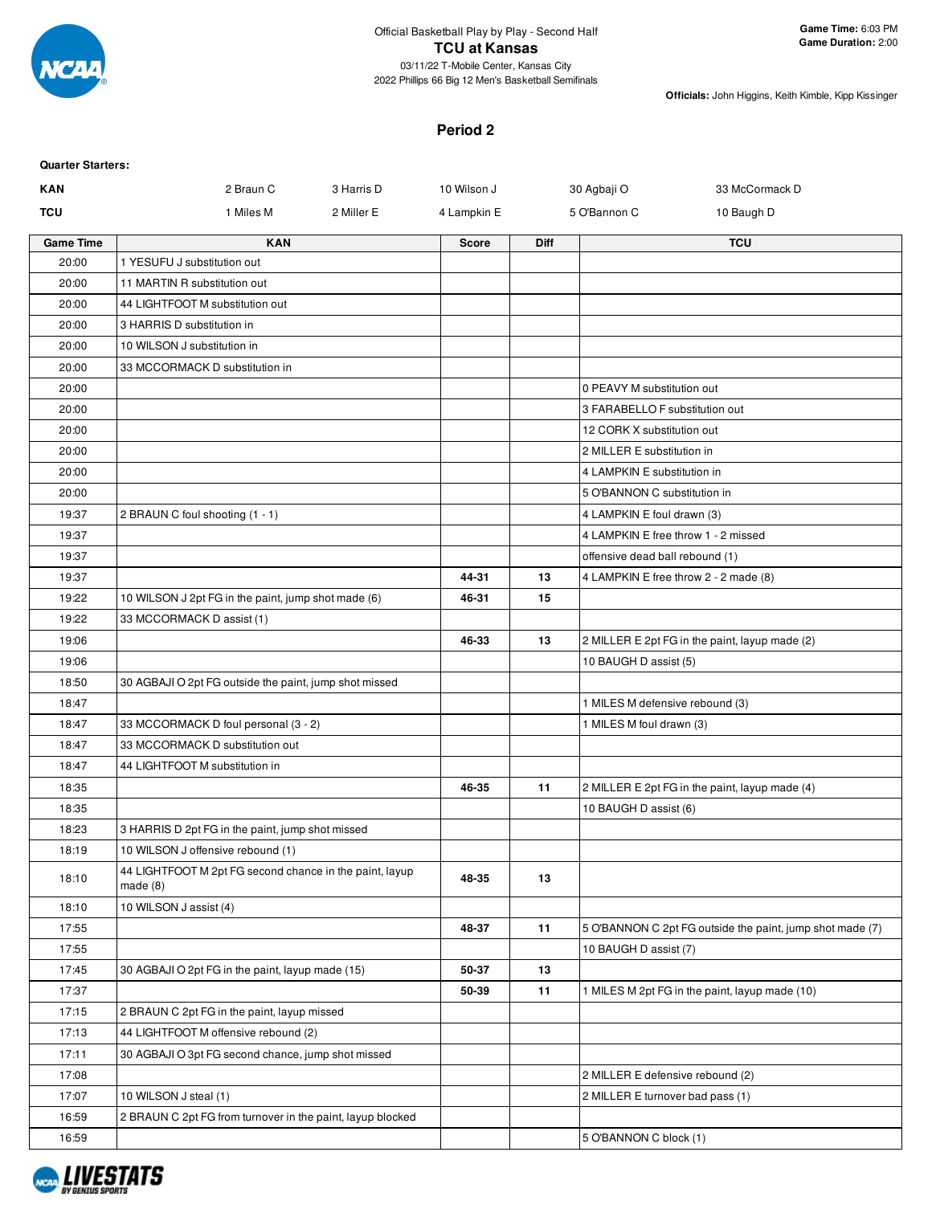Official Basketball Play by Play - Second Half

# TCU at Kansas

03/11/22 T-Mobile Center, Kansas City
2022 Phillips 66 Big 12 Men's Basketball Semifinals

**Game Time:** 6:03 PM
**Game Duration:** 2:00

**Officials:** John Higgins, Keith Kimble, Kipp Kissinger

## Period 2

**Quarter Starters:**

| | | | | | |
|---|---|---|---|---|---|
| **KAN** | 2 Braun C | 3 Harris D | 10 Wilson J | 30 Agbaji O | 33 McCormack D |
| **TCU** | 1 Miles M | 2 Miller E | 4 Lampkin E | 5 O'Bannon C | 10 Baugh D |

| Game Time | KAN | Score | Diff | TCU |
|---|---|---|---|---|
| 20:00 | 1 YESUFU J substitution out | | | |
| 20:00 | 11 MARTIN R substitution out | | | |
| 20:00 | 44 LIGHTFOOT M substitution out | | | |
| 20:00 | 3 HARRIS D substitution in | | | |
| 20:00 | 10 WILSON J substitution in | | | |
| 20:00 | 33 MCCORMACK D substitution in | | | |
| 20:00 | | | | 0 PEAVY M substitution out |
| 20:00 | | | | 3 FARABELLO F substitution out |
| 20:00 | | | | 12 CORK X substitution out |
| 20:00 | | | | 2 MILLER E substitution in |
| 20:00 | | | | 4 LAMPKIN E substitution in |
| 20:00 | | | | 5 O'BANNON C substitution in |
| 19:37 | 2 BRAUN C foul shooting (1 - 1) | | | 4 LAMPKIN E foul drawn (3) |
| 19:37 | | | | 4 LAMPKIN E free throw 1 - 2 missed |
| 19:37 | | | | offensive dead ball rebound (1) |
| 19:37 | | 44-31 | 13 | 4 LAMPKIN E free throw 2 - 2 made (8) |
| 19:22 | 10 WILSON J 2pt FG in the paint, jump shot made (6) | 46-31 | 15 | |
| 19:22 | 33 MCCORMACK D assist (1) | | | |
| 19:06 | | 46-33 | 13 | 2 MILLER E 2pt FG in the paint, layup made (2) |
| 19:06 | | | | 10 BAUGH D assist (5) |
| 18:50 | 30 AGBAJI O 2pt FG outside the paint, jump shot missed | | | |
| 18:47 | | | | 1 MILES M defensive rebound (3) |
| 18:47 | 33 MCCORMACK D foul personal (3 - 2) | | | 1 MILES M foul drawn (3) |
| 18:47 | 33 MCCORMACK D substitution out | | | |
| 18:47 | 44 LIGHTFOOT M substitution in | | | |
| 18:35 | | 46-35 | 11 | 2 MILLER E 2pt FG in the paint, layup made (4) |
| 18:35 | | | | 10 BAUGH D assist (6) |
| 18:23 | 3 HARRIS D 2pt FG in the paint, jump shot missed | | | |
| 18:19 | 10 WILSON J offensive rebound (1) | | | |
| 18:10 | 44 LIGHTFOOT M 2pt FG second chance in the paint, layup made (8) | 48-35 | 13 | |
| 18:10 | 10 WILSON J assist (4) | | | |
| 17:55 | | 48-37 | 11 | 5 O'BANNON C 2pt FG outside the paint, jump shot made (7) |
| 17:55 | | | | 10 BAUGH D assist (7) |
| 17:45 | 30 AGBAJI O 2pt FG in the paint, layup made (15) | 50-37 | 13 | |
| 17:37 | | 50-39 | 11 | 1 MILES M 2pt FG in the paint, layup made (10) |
| 17:15 | 2 BRAUN C 2pt FG in the paint, layup missed | | | |
| 17:13 | 44 LIGHTFOOT M offensive rebound (2) | | | |
| 17:11 | 30 AGBAJI O 3pt FG second chance, jump shot missed | | | |
| 17:08 | | | | 2 MILLER E defensive rebound (2) |
| 17:07 | 10 WILSON J steal (1) | | | 2 MILLER E turnover bad pass (1) |
| 16:59 | 2 BRAUN C 2pt FG from turnover in the paint, layup blocked | | | |
| 16:59 | | | | 5 O'BANNON C block (1) |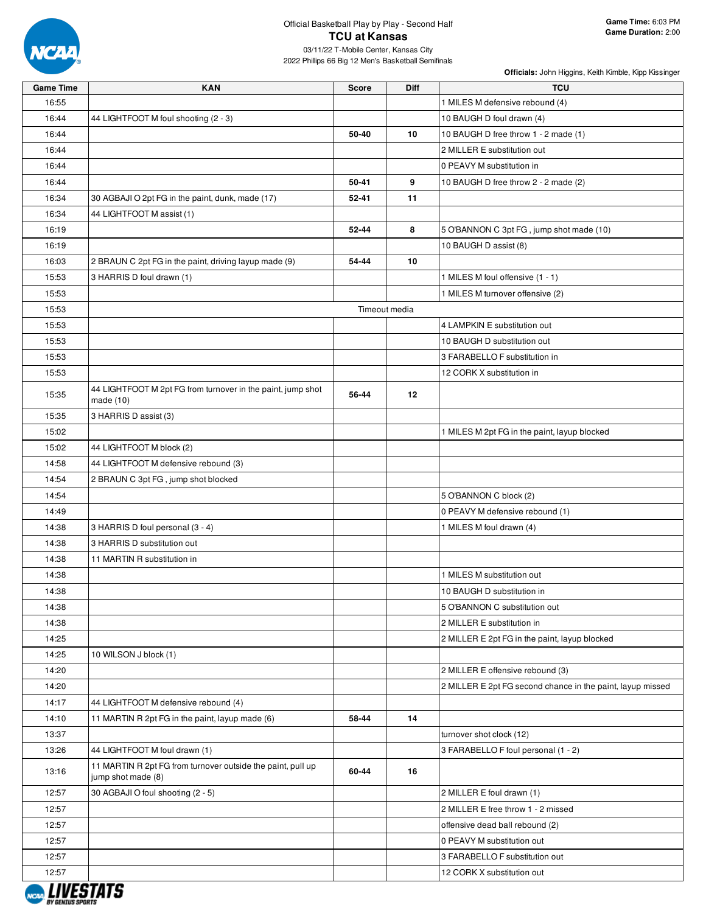Official Basketball Play by Play - Second Half

# TCU at Kansas

03/11/22 T-Mobile Center, Kansas City

2022 Phillips 66 Big 12 Men's Basketball Semifinals

**Game Time:** 6:03 PM
**Game Duration:** 2:00

**Officials:** John Higgins, Keith Kimble, Kipp Kissinger

| Game Time | KAN | Score | Diff | TCU |
|---|---|---|---|---|
| 16:55 | | | | 1 MILES M defensive rebound (4) |
| 16:44 | 44 LIGHTFOOT M foul shooting (2 - 3) | | | 10 BAUGH D foul drawn (4) |
| 16:44 | | 50-40 | 10 | 10 BAUGH D free throw 1 - 2 made (1) |
| 16:44 | | | | 2 MILLER E substitution out |
| 16:44 | | | | 0 PEAVY M substitution in |
| 16:44 | | 50-41 | 9 | 10 BAUGH D free throw 2 - 2 made (2) |
| 16:34 | 30 AGBAJI O 2pt FG in the paint, dunk, made (17) | 52-41 | 11 | |
| 16:34 | 44 LIGHTFOOT M assist (1) | | | |
| 16:19 | | 52-44 | 8 | 5 O'BANNON C 3pt FG , jump shot made (10) |
| 16:19 | | | | 10 BAUGH D assist (8) |
| 16:03 | 2 BRAUN C 2pt FG in the paint, driving layup made (9) | 54-44 | 10 | |
| 15:53 | 3 HARRIS D foul drawn (1) | | | 1 MILES M foul offensive (1 - 1) |
| 15:53 | | | | 1 MILES M turnover offensive (2) |
| 15:53 | Timeout media | | | |
| 15:53 | | | | 4 LAMPKIN E substitution out |
| 15:53 | | | | 10 BAUGH D substitution out |
| 15:53 | | | | 3 FARABELLO F substitution in |
| 15:53 | | | | 12 CORK X substitution in |
| 15:35 | 44 LIGHTFOOT M 2pt FG from turnover in the paint, jump shot made (10) | 56-44 | 12 | |
| 15:35 | 3 HARRIS D assist (3) | | | |
| 15:02 | | | | 1 MILES M 2pt FG in the paint, layup blocked |
| 15:02 | 44 LIGHTFOOT M block (2) | | | |
| 14:58 | 44 LIGHTFOOT M defensive rebound (3) | | | |
| 14:54 | 2 BRAUN C 3pt FG , jump shot blocked | | | |
| 14:54 | | | | 5 O'BANNON C block (2) |
| 14:49 | | | | 0 PEAVY M defensive rebound (1) |
| 14:38 | 3 HARRIS D foul personal (3 - 4) | | | 1 MILES M foul drawn (4) |
| 14:38 | 3 HARRIS D substitution out | | | |
| 14:38 | 11 MARTIN R substitution in | | | |
| 14:38 | | | | 1 MILES M substitution out |
| 14:38 | | | | 10 BAUGH D substitution in |
| 14:38 | | | | 5 O'BANNON C substitution out |
| 14:38 | | | | 2 MILLER E substitution in |
| 14:25 | | | | 2 MILLER E 2pt FG in the paint, layup blocked |
| 14:25 | 10 WILSON J block (1) | | | |
| 14:20 | | | | 2 MILLER E offensive rebound (3) |
| 14:20 | | | | 2 MILLER E 2pt FG second chance in the paint, layup missed |
| 14:17 | 44 LIGHTFOOT M defensive rebound (4) | | | |
| 14:10 | 11 MARTIN R 2pt FG in the paint, layup made (6) | 58-44 | 14 | |
| 13:37 | | | | turnover shot clock (12) |
| 13:26 | 44 LIGHTFOOT M foul drawn (1) | | | 3 FARABELLO F foul personal (1 - 2) |
| 13:16 | 11 MARTIN R 2pt FG from turnover outside the paint, pull up jump shot made (8) | 60-44 | 16 | |
| 12:57 | 30 AGBAJI O foul shooting (2 - 5) | | | 2 MILLER E foul drawn (1) |
| 12:57 | | | | 2 MILLER E free throw 1 - 2 missed |
| 12:57 | | | | offensive dead ball rebound (2) |
| 12:57 | | | | 0 PEAVY M substitution out |
| 12:57 | | | | 3 FARABELLO F substitution out |
| 12:57 | | | | 12 CORK X substitution out |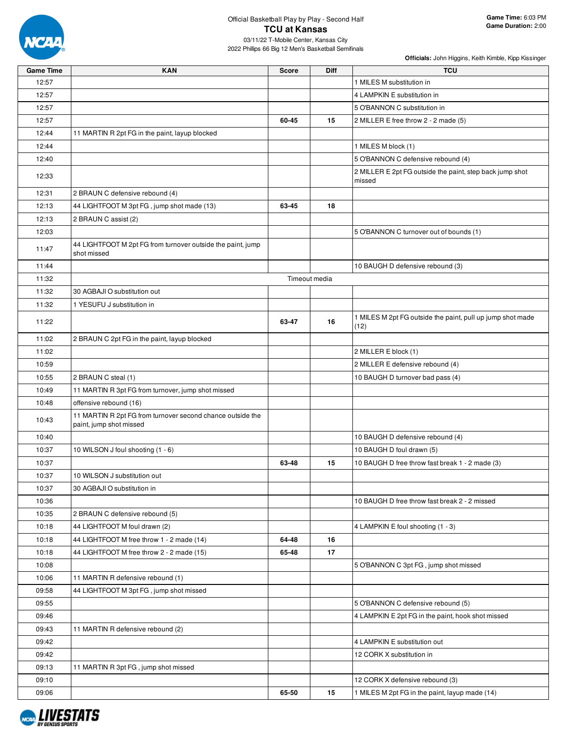Official Basketball Play by Play - Second Half

# TCU at Kansas

03/11/22 T-Mobile Center, Kansas City

2022 Phillips 66 Big 12 Men's Basketball Semifinals

**Game Time:** 6:03 PM
**Game Duration:** 2:00

**Officials:** John Higgins, Keith Kimble, Kipp Kissinger

| Game Time | KAN | Score | Diff | TCU |
|---|---|---|---|---|
| 12:57 | | | | 1 MILES M substitution in |
| 12:57 | | | | 4 LAMPKIN E substitution in |
| 12:57 | | | | 5 O'BANNON C substitution in |
| 12:57 | | 60-45 | 15 | 2 MILLER E free throw 2 - 2 made (5) |
| 12:44 | 11 MARTIN R 2pt FG in the paint, layup blocked | | | |
| 12:44 | | | | 1 MILES M block (1) |
| 12:40 | | | | 5 O'BANNON C defensive rebound (4) |
| 12:33 | | | | 2 MILLER E 2pt FG outside the paint, step back jump shot missed |
| 12:31 | 2 BRAUN C defensive rebound (4) | | | |
| 12:13 | 44 LIGHTFOOT M 3pt FG , jump shot made (13) | 63-45 | 18 | |
| 12:13 | 2 BRAUN C assist (2) | | | |
| 12:03 | | | | 5 O'BANNON C turnover out of bounds (1) |
| 11:47 | 44 LIGHTFOOT M 2pt FG from turnover outside the paint, jump shot missed | | | |
| 11:44 | | | | 10 BAUGH D defensive rebound (3) |
| 11:32 | | Timeout media | | |
| 11:32 | 30 AGBAJI O substitution out | | | |
| 11:32 | 1 YESUFU J substitution in | | | |
| 11:22 | | 63-47 | 16 | 1 MILES M 2pt FG outside the paint, pull up jump shot made (12) |
| 11:02 | 2 BRAUN C 2pt FG in the paint, layup blocked | | | |
| 11:02 | | | | 2 MILLER E block (1) |
| 10:59 | | | | 2 MILLER E defensive rebound (4) |
| 10:55 | 2 BRAUN C steal (1) | | | 10 BAUGH D turnover bad pass (4) |
| 10:49 | 11 MARTIN R 3pt FG from turnover, jump shot missed | | | |
| 10:48 | offensive rebound (16) | | | |
| 10:43 | 11 MARTIN R 2pt FG from turnover second chance outside the paint, jump shot missed | | | |
| 10:40 | | | | 10 BAUGH D defensive rebound (4) |
| 10:37 | 10 WILSON J foul shooting (1 - 6) | | | 10 BAUGH D foul drawn (5) |
| 10:37 | | 63-48 | 15 | 10 BAUGH D free throw fast break 1 - 2 made (3) |
| 10:37 | 10 WILSON J substitution out | | | |
| 10:37 | 30 AGBAJI O substitution in | | | |
| 10:36 | | | | 10 BAUGH D free throw fast break 2 - 2 missed |
| 10:35 | 2 BRAUN C defensive rebound (5) | | | |
| 10:18 | 44 LIGHTFOOT M foul drawn (2) | | | 4 LAMPKIN E foul shooting (1 - 3) |
| 10:18 | 44 LIGHTFOOT M free throw 1 - 2 made (14) | 64-48 | 16 | |
| 10:18 | 44 LIGHTFOOT M free throw 2 - 2 made (15) | 65-48 | 17 | |
| 10:08 | | | | 5 O'BANNON C 3pt FG , jump shot missed |
| 10:06 | 11 MARTIN R defensive rebound (1) | | | |
| 09:58 | 44 LIGHTFOOT M 3pt FG , jump shot missed | | | |
| 09:55 | | | | 5 O'BANNON C defensive rebound (5) |
| 09:46 | | | | 4 LAMPKIN E 2pt FG in the paint, hook shot missed |
| 09:43 | 11 MARTIN R defensive rebound (2) | | | |
| 09:42 | | | | 4 LAMPKIN E substitution out |
| 09:42 | | | | 12 CORK X substitution in |
| 09:13 | 11 MARTIN R 3pt FG , jump shot missed | | | |
| 09:10 | | | | 12 CORK X defensive rebound (3) |
| 09:06 | | 65-50 | 15 | 1 MILES M 2pt FG in the paint, layup made (14) |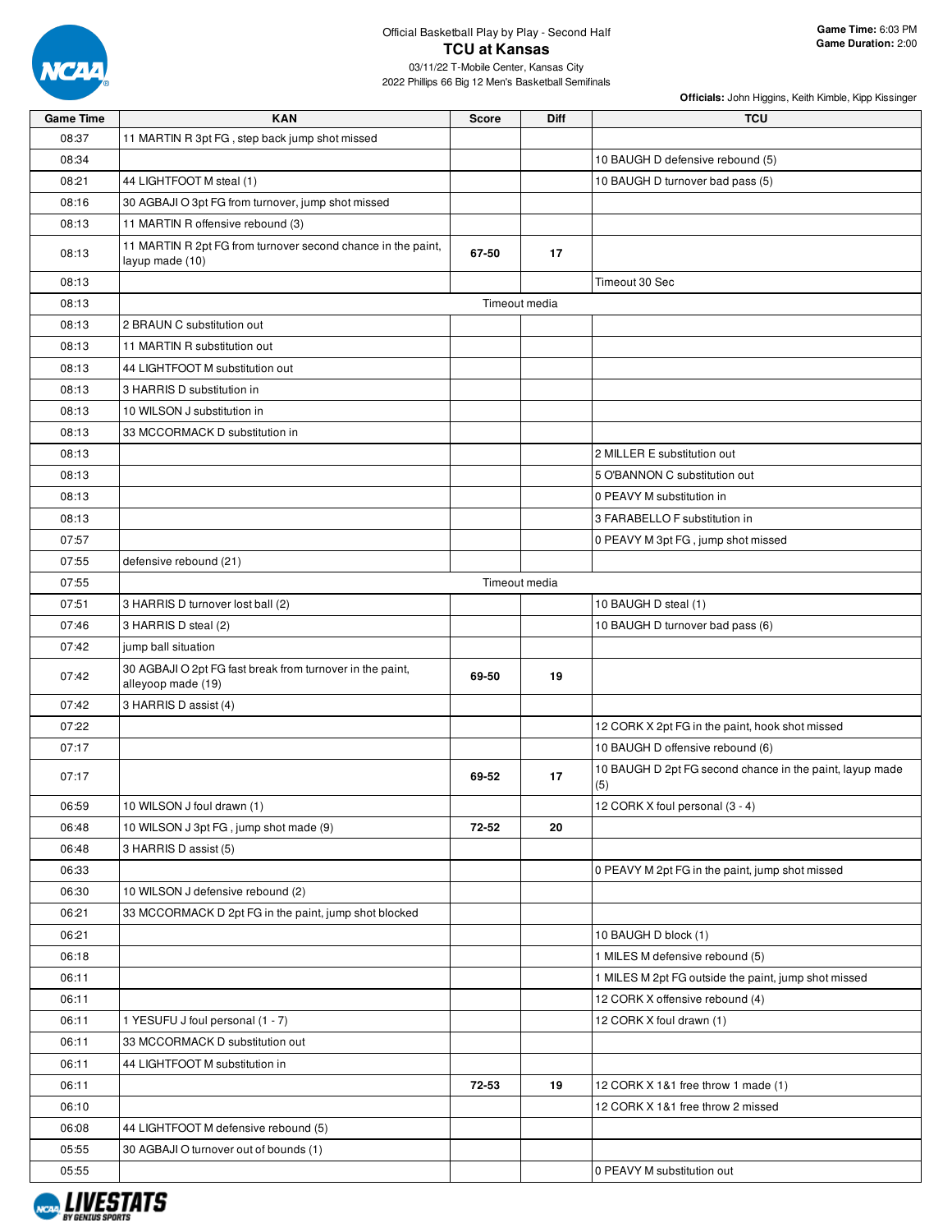Official Basketball Play by Play - Second Half

# TCU at Kansas

03/11/22 T-Mobile Center, Kansas City

2022 Phillips 66 Big 12 Men's Basketball Semifinals

**Game Time:** 6:03 PM
**Game Duration:** 2:00

**Officials:** John Higgins, Keith Kimble, Kipp Kissinger

| Game Time | KAN | Score | Diff | TCU |
|---|---|---|---|---|
| 08:37 | 11 MARTIN R 3pt FG , step back jump shot missed | | | |
| 08:34 | | | | 10 BAUGH D defensive rebound (5) |
| 08:21 | 44 LIGHTFOOT M steal (1) | | | 10 BAUGH D turnover bad pass (5) |
| 08:16 | 30 AGBAJI O 3pt FG from turnover, jump shot missed | | | |
| 08:13 | 11 MARTIN R offensive rebound (3) | | | |
| 08:13 | 11 MARTIN R 2pt FG from turnover second chance in the paint, layup made (10) | 67-50 | 17 | |
| 08:13 | | | | Timeout 30 Sec |
| 08:13 | Timeout media | | | |
| 08:13 | 2 BRAUN C substitution out | | | |
| 08:13 | 11 MARTIN R substitution out | | | |
| 08:13 | 44 LIGHTFOOT M substitution out | | | |
| 08:13 | 3 HARRIS D substitution in | | | |
| 08:13 | 10 WILSON J substitution in | | | |
| 08:13 | 33 MCCORMACK D substitution in | | | |
| 08:13 | | | | 2 MILLER E substitution out |
| 08:13 | | | | 5 O'BANNON C substitution out |
| 08:13 | | | | 0 PEAVY M substitution in |
| 08:13 | | | | 3 FARABELLO F substitution in |
| 07:57 | | | | 0 PEAVY M 3pt FG , jump shot missed |
| 07:55 | defensive rebound (21) | | | |
| 07:55 | Timeout media | | | |
| 07:51 | 3 HARRIS D turnover lost ball (2) | | | 10 BAUGH D steal (1) |
| 07:46 | 3 HARRIS D steal (2) | | | 10 BAUGH D turnover bad pass (6) |
| 07:42 | jump ball situation | | | |
| 07:42 | 30 AGBAJI O 2pt FG fast break from turnover in the paint, alleyoop made (19) | 69-50 | 19 | |
| 07:42 | 3 HARRIS D assist (4) | | | |
| 07:22 | | | | 12 CORK X 2pt FG in the paint, hook shot missed |
| 07:17 | | | | 10 BAUGH D offensive rebound (6) |
| 07:17 | | 69-52 | 17 | 10 BAUGH D 2pt FG second chance in the paint, layup made (5) |
| 06:59 | 10 WILSON J foul drawn (1) | | | 12 CORK X foul personal (3 - 4) |
| 06:48 | 10 WILSON J 3pt FG , jump shot made (9) | 72-52 | 20 | |
| 06:48 | 3 HARRIS D assist (5) | | | |
| 06:33 | | | | 0 PEAVY M 2pt FG in the paint, jump shot missed |
| 06:30 | 10 WILSON J defensive rebound (2) | | | |
| 06:21 | 33 MCCORMACK D 2pt FG in the paint, jump shot blocked | | | |
| 06:21 | | | | 10 BAUGH D block (1) |
| 06:18 | | | | 1 MILES M defensive rebound (5) |
| 06:11 | | | | 1 MILES M 2pt FG outside the paint, jump shot missed |
| 06:11 | | | | 12 CORK X offensive rebound (4) |
| 06:11 | 1 YESUFU J foul personal (1 - 7) | | | 12 CORK X foul drawn (1) |
| 06:11 | 33 MCCORMACK D substitution out | | | |
| 06:11 | 44 LIGHTFOOT M substitution in | | | |
| 06:11 | | 72-53 | 19 | 12 CORK X 1&1 free throw 1 made (1) |
| 06:10 | | | | 12 CORK X 1&1 free throw 2 missed |
| 06:08 | 44 LIGHTFOOT M defensive rebound (5) | | | |
| 05:55 | 30 AGBAJI O turnover out of bounds (1) | | | |
| 05:55 | | | | 0 PEAVY M substitution out |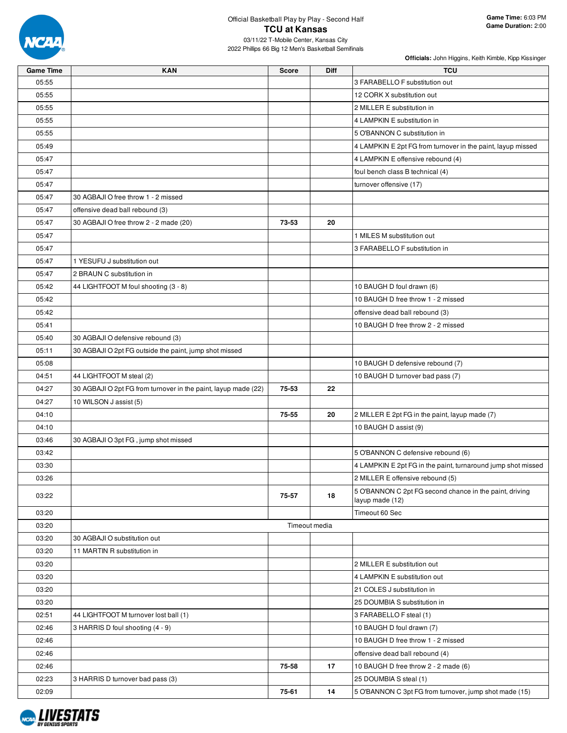Official Basketball Play by Play - Second Half

# TCU at Kansas

03/11/22 T-Mobile Center, Kansas City
2022 Phillips 66 Big 12 Men's Basketball Semifinals

**Game Time:** 6:03 PM
**Game Duration:** 2:00

**Officials:** John Higgins, Keith Kimble, Kipp Kissinger

| Game Time | KAN | Score | Diff | TCU |
|---|---|---|---|---|
| 05:55 | | | | 3 FARABELLO F substitution out |
| 05:55 | | | | 12 CORK X substitution out |
| 05:55 | | | | 2 MILLER E substitution in |
| 05:55 | | | | 4 LAMPKIN E substitution in |
| 05:55 | | | | 5 O'BANNON C substitution in |
| 05:49 | | | | 4 LAMPKIN E 2pt FG from turnover in the paint, layup missed |
| 05:47 | | | | 4 LAMPKIN E offensive rebound (4) |
| 05:47 | | | | foul bench class B technical (4) |
| 05:47 | | | | turnover offensive (17) |
| 05:47 | 30 AGBAJI O free throw 1 - 2 missed | | | |
| 05:47 | offensive dead ball rebound (3) | | | |
| 05:47 | 30 AGBAJI O free throw 2 - 2 made (20) | 73-53 | 20 | |
| 05:47 | | | | 1 MILES M substitution out |
| 05:47 | | | | 3 FARABELLO F substitution in |
| 05:47 | 1 YESUFU J substitution out | | | |
| 05:47 | 2 BRAUN C substitution in | | | |
| 05:42 | 44 LIGHTFOOT M foul shooting (3 - 8) | | | 10 BAUGH D foul drawn (6) |
| 05:42 | | | | 10 BAUGH D free throw 1 - 2 missed |
| 05:42 | | | | offensive dead ball rebound (3) |
| 05:41 | | | | 10 BAUGH D free throw 2 - 2 missed |
| 05:40 | 30 AGBAJI O defensive rebound (3) | | | |
| 05:11 | 30 AGBAJI O 2pt FG outside the paint, jump shot missed | | | |
| 05:08 | | | | 10 BAUGH D defensive rebound (7) |
| 04:51 | 44 LIGHTFOOT M steal (2) | | | 10 BAUGH D turnover bad pass (7) |
| 04:27 | 30 AGBAJI O 2pt FG from turnover in the paint, layup made (22) | 75-53 | 22 | |
| 04:27 | 10 WILSON J assist (5) | | | |
| 04:10 | | 75-55 | 20 | 2 MILLER E 2pt FG in the paint, layup made (7) |
| 04:10 | | | | 10 BAUGH D assist (9) |
| 03:46 | 30 AGBAJI O 3pt FG , jump shot missed | | | |
| 03:42 | | | | 5 O'BANNON C defensive rebound (6) |
| 03:30 | | | | 4 LAMPKIN E 2pt FG in the paint, turnaround jump shot missed |
| 03:26 | | | | 2 MILLER E offensive rebound (5) |
| 03:22 | | 75-57 | 18 | 5 O'BANNON C 2pt FG second chance in the paint, driving layup made (12) |
| 03:20 | | | | Timeout 60 Sec |
| 03:20 | | Timeout media | | |
| 03:20 | 30 AGBAJI O substitution out | | | |
| 03:20 | 11 MARTIN R substitution in | | | |
| 03:20 | | | | 2 MILLER E substitution out |
| 03:20 | | | | 4 LAMPKIN E substitution out |
| 03:20 | | | | 21 COLES J substitution in |
| 03:20 | | | | 25 DOUMBIA S substitution in |
| 02:51 | 44 LIGHTFOOT M turnover lost ball (1) | | | 3 FARABELLO F steal (1) |
| 02:46 | 3 HARRIS D foul shooting (4 - 9) | | | 10 BAUGH D foul drawn (7) |
| 02:46 | | | | 10 BAUGH D free throw 1 - 2 missed |
| 02:46 | | | | offensive dead ball rebound (4) |
| 02:46 | | 75-58 | 17 | 10 BAUGH D free throw 2 - 2 made (6) |
| 02:23 | 3 HARRIS D turnover bad pass (3) | | | 25 DOUMBIA S steal (1) |
| 02:09 | | 75-61 | 14 | 5 O'BANNON C 3pt FG from turnover, jump shot made (15) |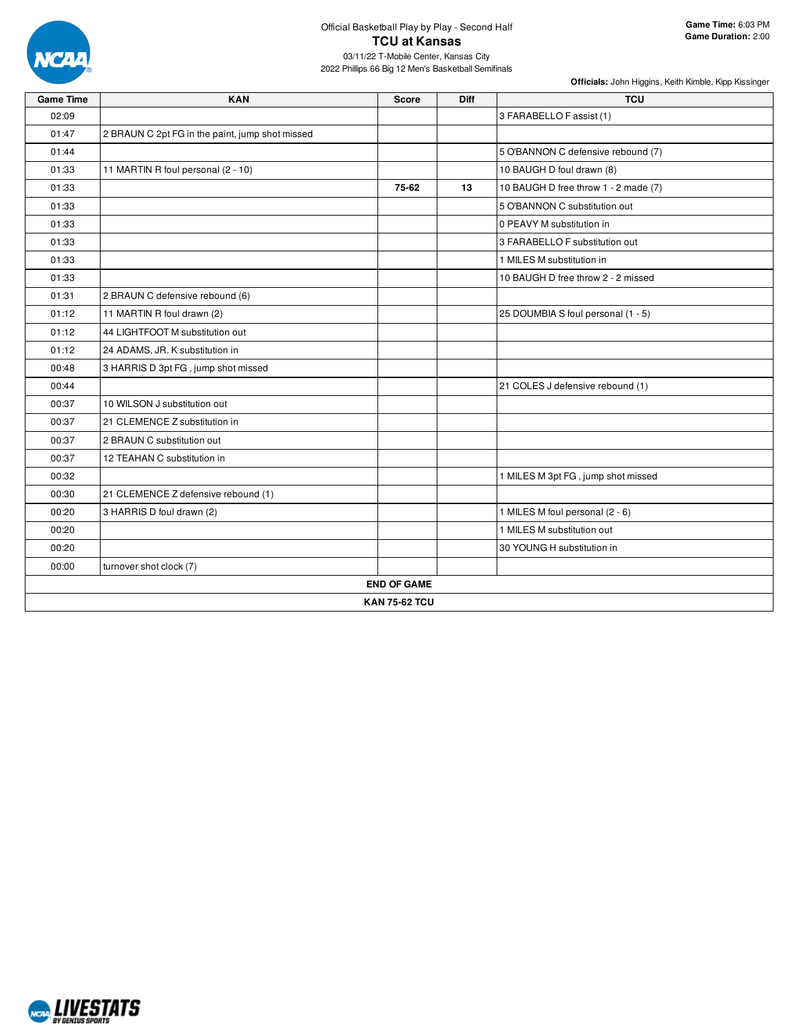Official Basketball Play by Play - Second Half

# TCU at Kansas

03/11/22 T-Mobile Center, Kansas City

2022 Phillips 66 Big 12 Men's Basketball Semifinals

**Game Time:** 6:03 PM
**Game Duration:** 2:00

**Officials:** John Higgins, Keith Kimble, Kipp Kissinger

| Game Time | KAN | Score | Diff | TCU |
|---|---|---|---|---|
| 02:09 | | | | 3 FARABELLO F assist (1) |
| 01:47 | 2 BRAUN C 2pt FG in the paint, jump shot missed | | | |
| 01:44 | | | | 5 O'BANNON C defensive rebound (7) |
| 01:33 | 11 MARTIN R foul personal (2 - 10) | | | 10 BAUGH D foul drawn (8) |
| 01:33 | | 75-62 | 13 | 10 BAUGH D free throw 1 - 2 made (7) |
| 01:33 | | | | 5 O'BANNON C substitution out |
| 01:33 | | | | 0 PEAVY M substitution in |
| 01:33 | | | | 3 FARABELLO F substitution out |
| 01:33 | | | | 1 MILES M substitution in |
| 01:33 | | | | 10 BAUGH D free throw 2 - 2 missed |
| 01:31 | 2 BRAUN C defensive rebound (6) | | | |
| 01:12 | 11 MARTIN R foul drawn (2) | | | 25 DOUMBIA S foul personal (1 - 5) |
| 01:12 | 44 LIGHTFOOT M substitution out | | | |
| 01:12 | 24 ADAMS, JR. K substitution in | | | |
| 00:48 | 3 HARRIS D 3pt FG , jump shot missed | | | |
| 00:44 | | | | 21 COLES J defensive rebound (1) |
| 00:37 | 10 WILSON J substitution out | | | |
| 00:37 | 21 CLEMENCE Z substitution in | | | |
| 00:37 | 2 BRAUN C substitution out | | | |
| 00:37 | 12 TEAHAN C substitution in | | | |
| 00:32 | | | | 1 MILES M 3pt FG , jump shot missed |
| 00:30 | 21 CLEMENCE Z defensive rebound (1) | | | |
| 00:20 | 3 HARRIS D foul drawn (2) | | | 1 MILES M foul personal (2 - 6) |
| 00:20 | | | | 1 MILES M substitution out |
| 00:20 | | | | 30 YOUNG H substitution in |
| 00:00 | turnover shot clock (7) | | | |
| | | **END OF GAME** | | |
| | | **KAN 75-62 TCU** | | |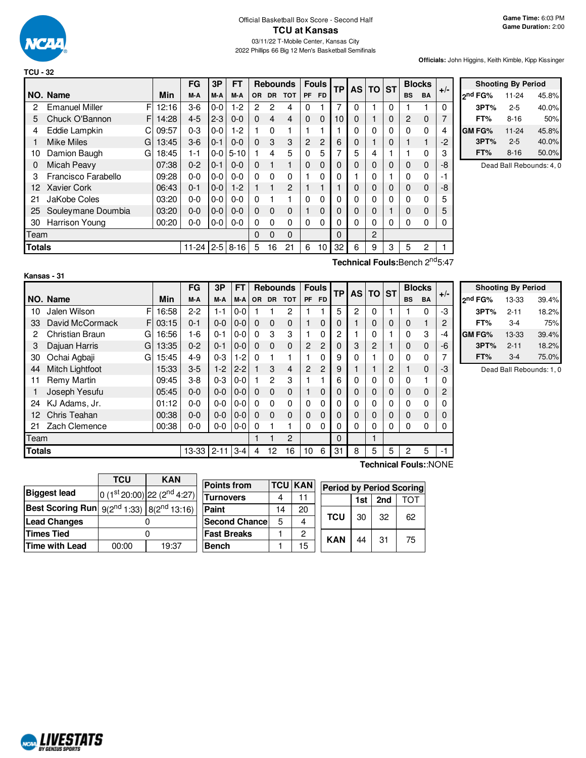Official Basketball Box Score - Second Half

# TCU at Kansas

03/11/22 T-Mobile Center, Kansas City

2022 Phillips 66 Big 12 Men's Basketball Semifinals

**Game Time:** 6:03 PM
**Game Duration:** 2:00

**Officials:** John Higgins, Keith Kimble, Kipp Kissinger

**TCU - 32**

| NO. | Name | | Min | FG M-A | 3P M-A | FT M-A | OR | DR | TOT | PF | FD | TP | AS | TO | ST | BS | BA | +/- |
|---|---|---|---|---|---|---|---|---|---|---|---|---|---|---|---|---|---|---|
| 2 | Emanuel Miller | F | 12:16 | 3-6 | 0-0 | 1-2 | 2 | 2 | 4 | 0 | 1 | 7 | 0 | 1 | 0 | 1 | 1 | 0 |
| 5 | Chuck O'Bannon | F | 14:28 | 4-5 | 2-3 | 0-0 | 0 | 4 | 4 | 0 | 0 | 10 | 0 | 1 | 0 | 2 | 0 | 7 |
| 4 | Eddie Lampkin | C | 09:57 | 0-3 | 0-0 | 1-2 | 1 | 0 | 1 | 1 | 1 | 1 | 0 | 0 | 0 | 0 | 0 | 4 |
| 1 | Mike Miles | G | 13:45 | 3-6 | 0-1 | 0-0 | 0 | 3 | 3 | 2 | 2 | 6 | 0 | 1 | 0 | 1 | 1 | -2 |
| 10 | Damion Baugh | G | 18:45 | 1-1 | 0-0 | 5-10 | 1 | 4 | 5 | 0 | 5 | 7 | 5 | 4 | 1 | 1 | 0 | 3 |
| 0 | Micah Peavy | | 07:38 | 0-2 | 0-1 | 0-0 | 0 | 1 | 1 | 0 | 0 | 0 | 0 | 0 | 0 | 0 | 0 | -8 |
| 3 | Francisco Farabello | | 09:28 | 0-0 | 0-0 | 0-0 | 0 | 0 | 0 | 1 | 0 | 0 | 1 | 0 | 1 | 0 | 0 | -1 |
| 12 | Xavier Cork | | 06:43 | 0-1 | 0-0 | 1-2 | 1 | 1 | 2 | 1 | 1 | 1 | 0 | 0 | 0 | 0 | 0 | -8 |
| 21 | JaKobe Coles | | 03:20 | 0-0 | 0-0 | 0-0 | 0 | 1 | 1 | 0 | 0 | 0 | 0 | 0 | 0 | 0 | 0 | 5 |
| 25 | Souleymane Doumbia | | 03:20 | 0-0 | 0-0 | 0-0 | 0 | 0 | 0 | 1 | 0 | 0 | 0 | 0 | 1 | 0 | 0 | 5 |
| 30 | Harrison Young | | 00:20 | 0-0 | 0-0 | 0-0 | 0 | 0 | 0 | 0 | 0 | 0 | 0 | 0 | 0 | 0 | 0 | 0 |
| | Team | | | | | | 0 | 0 | 0 | | | 0 | | 2 | | | | |
| | **Totals** | | | 11-24 | 2-5 | 8-16 | 5 | 16 | 21 | 6 | 10 | 32 | 6 | 9 | 3 | 5 | 2 | 1 |

**Technical Fouls:** Bench 2nd 5:47

| Shooting By Period | | |
|---|---|---|
| 2nd FG% | 11-24 | 45.8% |
| 3PT% | 2-5 | 40.0% |
| FT% | 8-16 | 50% |
| GM FG% | 11-24 | 45.8% |
| 3PT% | 2-5 | 40.0% |
| FT% | 8-16 | 50.0% |

Dead Ball Rebounds: 4, 0

**Kansas - 31**

| NO. | Name | | Min | FG M-A | 3P M-A | FT M-A | OR | DR | TOT | PF | FD | TP | AS | TO | ST | BS | BA | +/- |
|---|---|---|---|---|---|---|---|---|---|---|---|---|---|---|---|---|---|---|
| 10 | Jalen Wilson | F | 16:58 | 2-2 | 1-1 | 0-0 | 1 | 1 | 2 | 1 | 1 | 5 | 2 | 0 | 1 | 1 | 0 | -3 |
| 33 | David McCormack | F | 03:15 | 0-1 | 0-0 | 0-0 | 0 | 0 | 0 | 1 | 0 | 0 | 1 | 0 | 0 | 0 | 1 | 2 |
| 2 | Christian Braun | G | 16:56 | 1-6 | 0-1 | 0-0 | 0 | 3 | 3 | 1 | 0 | 2 | 1 | 0 | 1 | 0 | 3 | -4 |
| 3 | Dajuan Harris | G | 13:35 | 0-2 | 0-1 | 0-0 | 0 | 0 | 0 | 2 | 2 | 0 | 3 | 2 | 1 | 0 | 0 | -6 |
| 30 | Ochai Agbaji | G | 15:45 | 4-9 | 0-3 | 1-2 | 0 | 1 | 1 | 1 | 0 | 9 | 0 | 1 | 0 | 0 | 0 | 7 |
| 44 | Mitch Lightfoot | | 15:33 | 3-5 | 1-2 | 2-2 | 1 | 3 | 4 | 2 | 2 | 9 | 1 | 1 | 2 | 1 | 0 | -3 |
| 11 | Remy Martin | | 09:45 | 3-8 | 0-3 | 0-0 | 1 | 2 | 3 | 1 | 1 | 6 | 0 | 0 | 0 | 0 | 1 | 0 |
| 1 | Joseph Yesufu | | 05:45 | 0-0 | 0-0 | 0-0 | 0 | 0 | 0 | 1 | 0 | 0 | 0 | 0 | 0 | 0 | 0 | 2 |
| 24 | KJ Adams, Jr. | | 01:12 | 0-0 | 0-0 | 0-0 | 0 | 0 | 0 | 0 | 0 | 0 | 0 | 0 | 0 | 0 | 0 | 0 |
| 12 | Chris Teahan | | 00:38 | 0-0 | 0-0 | 0-0 | 0 | 0 | 0 | 0 | 0 | 0 | 0 | 0 | 0 | 0 | 0 | 0 |
| 21 | Zach Clemence | | 00:38 | 0-0 | 0-0 | 0-0 | 0 | 1 | 1 | 0 | 0 | 0 | 0 | 0 | 0 | 0 | 0 | 0 |
| | Team | | | | | | 1 | 1 | 2 | | | 0 | | 1 | | | | |
| | **Totals** | | | 13-33 | 2-11 | 3-4 | 4 | 12 | 16 | 10 | 6 | 31 | 8 | 5 | 5 | 2 | 5 | -1 |

**Technical Fouls:** NONE

| Shooting By Period | | |
|---|---|---|
| 2nd FG% | 13-33 | 39.4% |
| 3PT% | 2-11 | 18.2% |
| FT% | 3-4 | 75% |
| GM FG% | 13-33 | 39.4% |
| 3PT% | 2-11 | 18.2% |
| FT% | 3-4 | 75.0% |

Dead Ball Rebounds: 1, 0

| | TCU | KAN |
|---|---|---|
| **Biggest lead** | 0 (1st 20:00) | 22 (2nd 4:27) |
| **Best Scoring Run** | 9(2nd 1:33) | 8(2nd 13:16) |
| **Lead Changes** | 0 | |
| **Times Tied** | 0 | |
| **Time with Lead** | 00:00 | 19:37 |

| Points from | TCU | KAN |
|---|---|---|
| Turnovers | 4 | 11 |
| Paint | 14 | 20 |
| Second Chance | 5 | 4 |
| Fast Breaks | 1 | 2 |
| Bench | 1 | 15 |

| Period by Period Scoring | 1st | 2nd | TOT |
|---|---|---|---|
| TCU | 30 | 32 | 62 |
| KAN | 44 | 31 | 75 |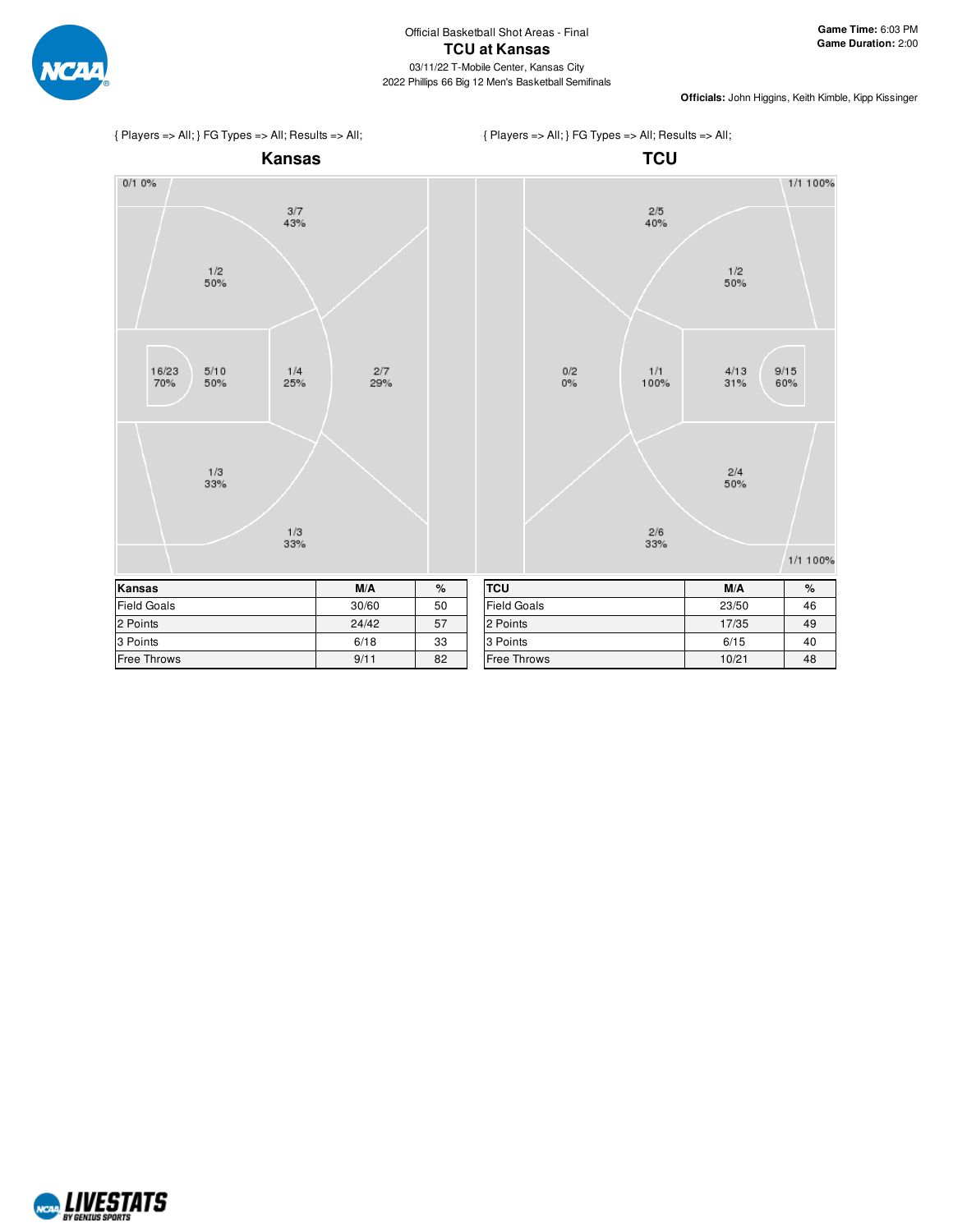Official Basketball Shot Areas - Final

# TCU at Kansas

03/11/22 T-Mobile Center, Kansas City

2022 Phillips 66 Big 12 Men's Basketball Semifinals

**Game Time:** 6:03 PM
**Game Duration:** 2:00

**Officials:** John Higgins, Keith Kimble, Kipp Kissinger

{ Players => All; } FG Types => All; Results => All;

## Kansas

0/1 0%
3/7 43%
1/2 50%
16/23 70%
5/10 50%
1/4 25%
2/7 29%
1/3 33%
1/3 33%

{ Players => All; } FG Types => All; Results => All;

## TCU

1/1 100%
2/5 40%
1/2 50%
0/2 0%
1/1 100%
4/13 31%
9/15 60%
2/4 50%
2/6 33%
1/1 100%

| Kansas | M/A | % |
|---|---|---|
| Field Goals | 30/60 | 50 |
| 2 Points | 24/42 | 57 |
| 3 Points | 6/18 | 33 |
| Free Throws | 9/11 | 82 |

| TCU | M/A | % |
|---|---|---|
| Field Goals | 23/50 | 46 |
| 2 Points | 17/35 | 49 |
| 3 Points | 6/15 | 40 |
| Free Throws | 10/21 | 48 |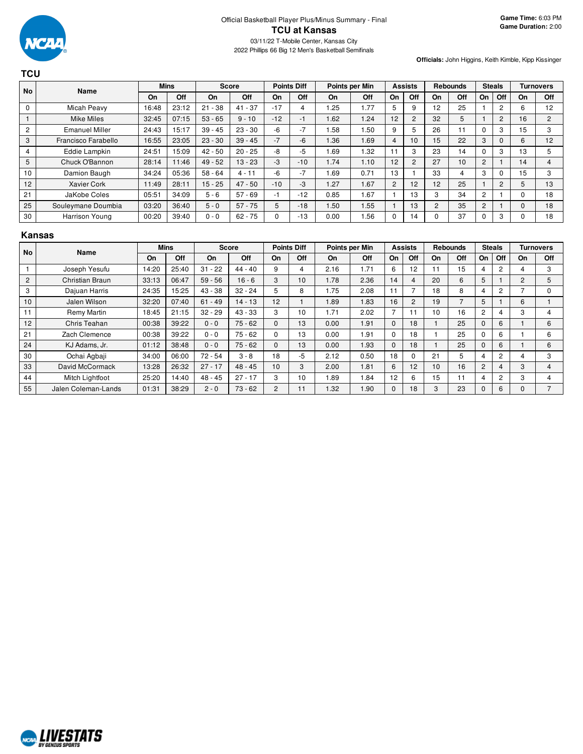Official Basketball Player Plus/Minus Summary - Final

# TCU at Kansas

03/11/22 T-Mobile Center, Kansas City

2022 Phillips 66 Big 12 Men's Basketball Semifinals

**Game Time:** 6:03 PM
**Game Duration:** 2:00

**Officials:** John Higgins, Keith Kimble, Kipp Kissinger

## TCU

| No | Name | Mins | | Score | | Points Diff | | Points per Min | | Assists | | Rebounds | | Steals | | Turnovers | |
|---|---|---|---|---|---|---|---|---|---|---|---|---|---|---|---|---|---|
| | | On | Off | On | Off | On | Off | On | Off | On | Off | On | Off | On | Off | On | Off |
| 0 | Micah Peavy | 16:48 | 23:12 | 21 - 38 | 41 - 37 | -17 | 4 | 1.25 | 1.77 | 5 | 9 | 12 | 25 | 1 | 2 | 6 | 12 |
| 1 | Mike Miles | 32:45 | 07:15 | 53 - 65 | 9 - 10 | -12 | -1 | 1.62 | 1.24 | 12 | 2 | 32 | 5 | 1 | 2 | 16 | 2 |
| 2 | Emanuel Miller | 24:43 | 15:17 | 39 - 45 | 23 - 30 | -6 | -7 | 1.58 | 1.50 | 9 | 5 | 26 | 11 | 0 | 3 | 15 | 3 |
| 3 | Francisco Farabello | 16:55 | 23:05 | 23 - 30 | 39 - 45 | -7 | -6 | 1.36 | 1.69 | 4 | 10 | 15 | 22 | 3 | 0 | 6 | 12 |
| 4 | Eddie Lampkin | 24:51 | 15:09 | 42 - 50 | 20 - 25 | -8 | -5 | 1.69 | 1.32 | 11 | 3 | 23 | 14 | 0 | 3 | 13 | 5 |
| 5 | Chuck O'Bannon | 28:14 | 11:46 | 49 - 52 | 13 - 23 | -3 | -10 | 1.74 | 1.10 | 12 | 2 | 27 | 10 | 2 | 1 | 14 | 4 |
| 10 | Damion Baugh | 34:24 | 05:36 | 58 - 64 | 4 - 11 | -6 | -7 | 1.69 | 0.71 | 13 | 1 | 33 | 4 | 3 | 0 | 15 | 3 |
| 12 | Xavier Cork | 11:49 | 28:11 | 15 - 25 | 47 - 50 | -10 | -3 | 1.27 | 1.67 | 2 | 12 | 12 | 25 | 1 | 2 | 5 | 13 |
| 21 | JaKobe Coles | 05:51 | 34:09 | 5 - 6 | 57 - 69 | -1 | -12 | 0.85 | 1.67 | 1 | 13 | 3 | 34 | 2 | 1 | 0 | 18 |
| 25 | Souleymane Doumbia | 03:20 | 36:40 | 5 - 0 | 57 - 75 | 5 | -18 | 1.50 | 1.55 | 1 | 13 | 2 | 35 | 2 | 1 | 0 | 18 |
| 30 | Harrison Young | 00:20 | 39:40 | 0 - 0 | 62 - 75 | 0 | -13 | 0.00 | 1.56 | 0 | 14 | 0 | 37 | 0 | 3 | 0 | 18 |

## Kansas

| No | Name | Mins | | Score | | Points Diff | | Points per Min | | Assists | | Rebounds | | Steals | | Turnovers | |
|---|---|---|---|---|---|---|---|---|---|---|---|---|---|---|---|---|---|
| | | On | Off | On | Off | On | Off | On | Off | On | Off | On | Off | On | Off | On | Off |
| 1 | Joseph Yesufu | 14:20 | 25:40 | 31 - 22 | 44 - 40 | 9 | 4 | 2.16 | 1.71 | 6 | 12 | 11 | 15 | 4 | 2 | 4 | 3 |
| 2 | Christian Braun | 33:13 | 06:47 | 59 - 56 | 16 - 6 | 3 | 10 | 1.78 | 2.36 | 14 | 4 | 20 | 6 | 5 | 1 | 2 | 5 |
| 3 | Dajuan Harris | 24:35 | 15:25 | 43 - 38 | 32 - 24 | 5 | 8 | 1.75 | 2.08 | 11 | 7 | 18 | 8 | 4 | 2 | 7 | 0 |
| 10 | Jalen Wilson | 32:20 | 07:40 | 61 - 49 | 14 - 13 | 12 | 1 | 1.89 | 1.83 | 16 | 2 | 19 | 7 | 5 | 1 | 6 | 1 |
| 11 | Remy Martin | 18:45 | 21:15 | 32 - 29 | 43 - 33 | 3 | 10 | 1.71 | 2.02 | 7 | 11 | 10 | 16 | 2 | 4 | 3 | 4 |
| 12 | Chris Teahan | 00:38 | 39:22 | 0 - 0 | 75 - 62 | 0 | 13 | 0.00 | 1.91 | 0 | 18 | 1 | 25 | 0 | 6 | 1 | 6 |
| 21 | Zach Clemence | 00:38 | 39:22 | 0 - 0 | 75 - 62 | 0 | 13 | 0.00 | 1.91 | 0 | 18 | 1 | 25 | 0 | 6 | 1 | 6 |
| 24 | KJ Adams, Jr. | 01:12 | 38:48 | 0 - 0 | 75 - 62 | 0 | 13 | 0.00 | 1.93 | 0 | 18 | 1 | 25 | 0 | 6 | 1 | 6 |
| 30 | Ochai Agbaji | 34:00 | 06:00 | 72 - 54 | 3 - 8 | 18 | -5 | 2.12 | 0.50 | 18 | 0 | 21 | 5 | 4 | 2 | 4 | 3 |
| 33 | David McCormack | 13:28 | 26:32 | 27 - 17 | 48 - 45 | 10 | 3 | 2.00 | 1.81 | 6 | 12 | 10 | 16 | 2 | 4 | 3 | 4 |
| 44 | Mitch Lightfoot | 25:20 | 14:40 | 48 - 45 | 27 - 17 | 3 | 10 | 1.89 | 1.84 | 12 | 6 | 15 | 11 | 4 | 2 | 3 | 4 |
| 55 | Jalen Coleman-Lands | 01:31 | 38:29 | 2 - 0 | 73 - 62 | 2 | 11 | 1.32 | 1.90 | 0 | 18 | 3 | 23 | 0 | 6 | 0 | 7 |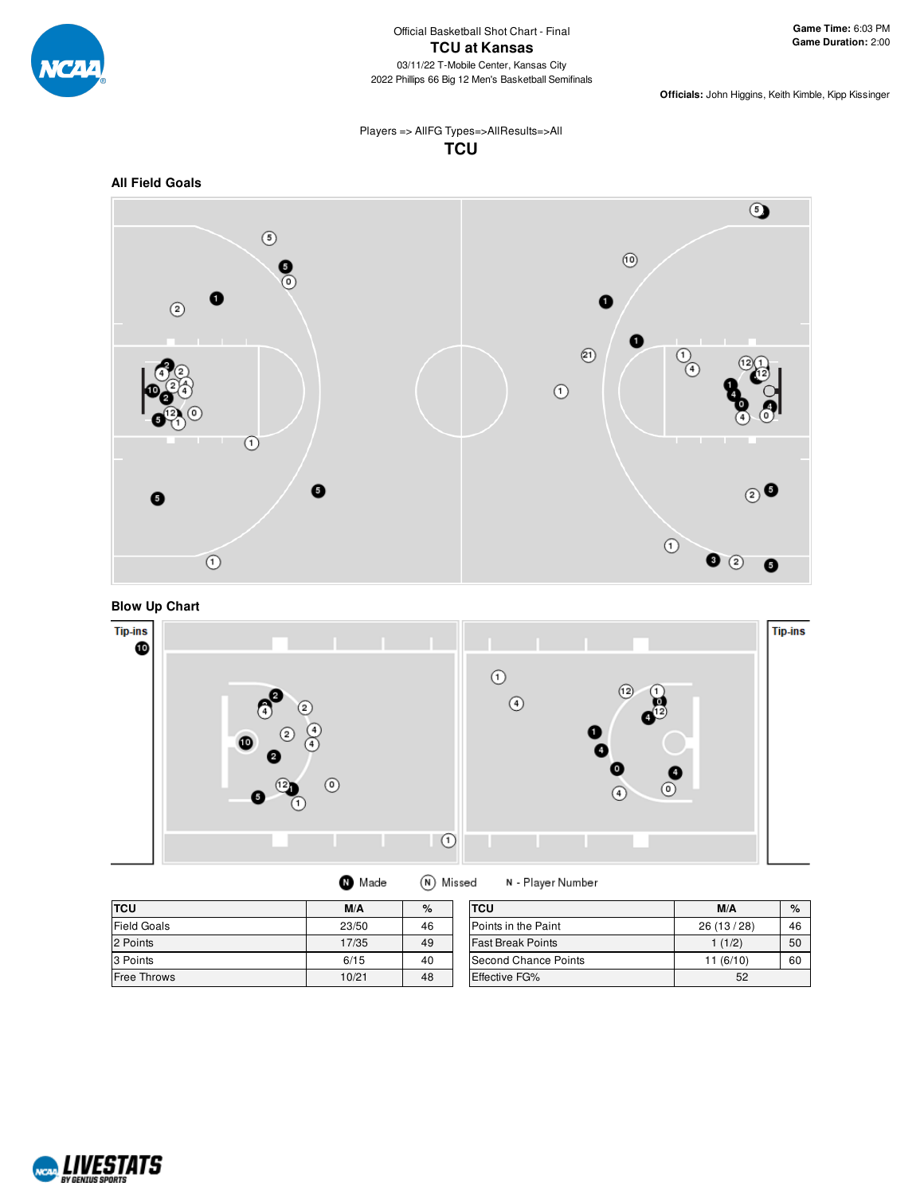Official Basketball Shot Chart - Final

# TCU at Kansas

03/11/22 T-Mobile Center, Kansas City

2022 Phillips 66 Big 12 Men's Basketball Semifinals

**Game Time:** 6:03 PM
**Game Duration:** 2:00

**Officials:** John Higgins, Keith Kimble, Kipp Kissinger

Players => AllFG Types=>AllResults=>All

## TCU

### All Field Goals

### Blow Up Chart

Tip-ins

Made | Missed | N - Player Number

| TCU | M/A | % |
|---|---|---|
| Field Goals | 23/50 | 46 |
| 2 Points | 17/35 | 49 |
| 3 Points | 6/15 | 40 |
| Free Throws | 10/21 | 48 |

| TCU | M/A | % |
|---|---|---|
| Points in the Paint | 26 (13 / 28) | 46 |
| Fast Break Points | 1 (1/2) | 50 |
| Second Chance Points | 11 (6/10) | 60 |
| Effective FG% | 52 | |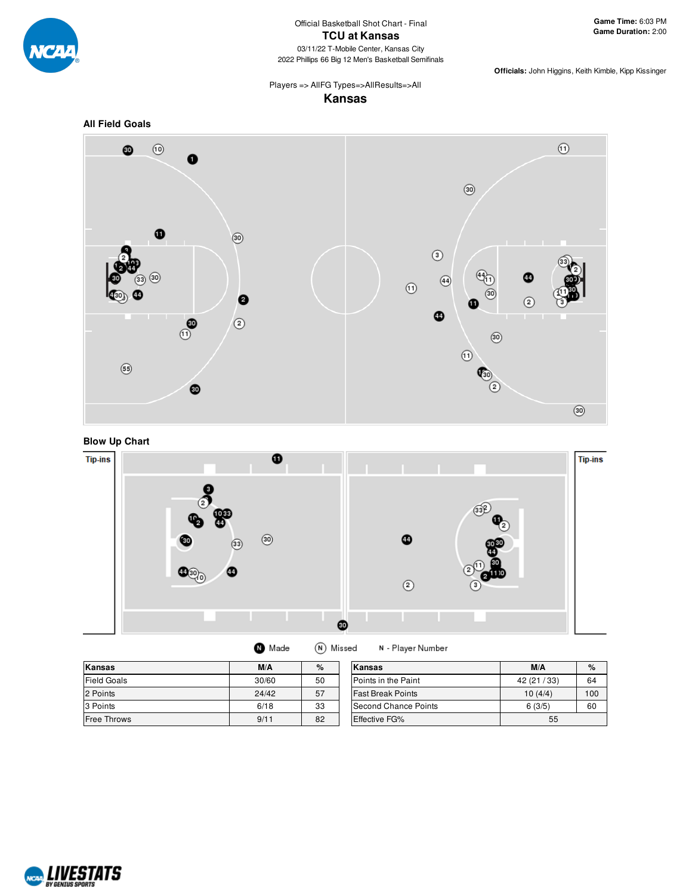Official Basketball Shot Chart - Final

# TCU at Kansas

03/11/22 T-Mobile Center, Kansas City

2022 Phillips 66 Big 12 Men's Basketball Semifinals

**Game Time:** 6:03 PM
**Game Duration:** 2:00

**Officials:** John Higgins, Keith Kimble, Kipp Kissinger

Players => AllFG Types=>AllResults=>All

## Kansas

### All Field Goals

### Blow Up Chart

Tip-ins

Tip-ins

Made  Missed  N - Player Number

| Kansas | M/A | % |
|---|---|---|
| Field Goals | 30/60 | 50 |
| 2 Points | 24/42 | 57 |
| 3 Points | 6/18 | 33 |
| Free Throws | 9/11 | 82 |

| Kansas | M/A | % |
|---|---|---|
| Points in the Paint | 42 (21 / 33) | 64 |
| Fast Break Points | 10 (4/4) | 100 |
| Second Chance Points | 6 (3/5) | 60 |
| Effective FG% | 55 | |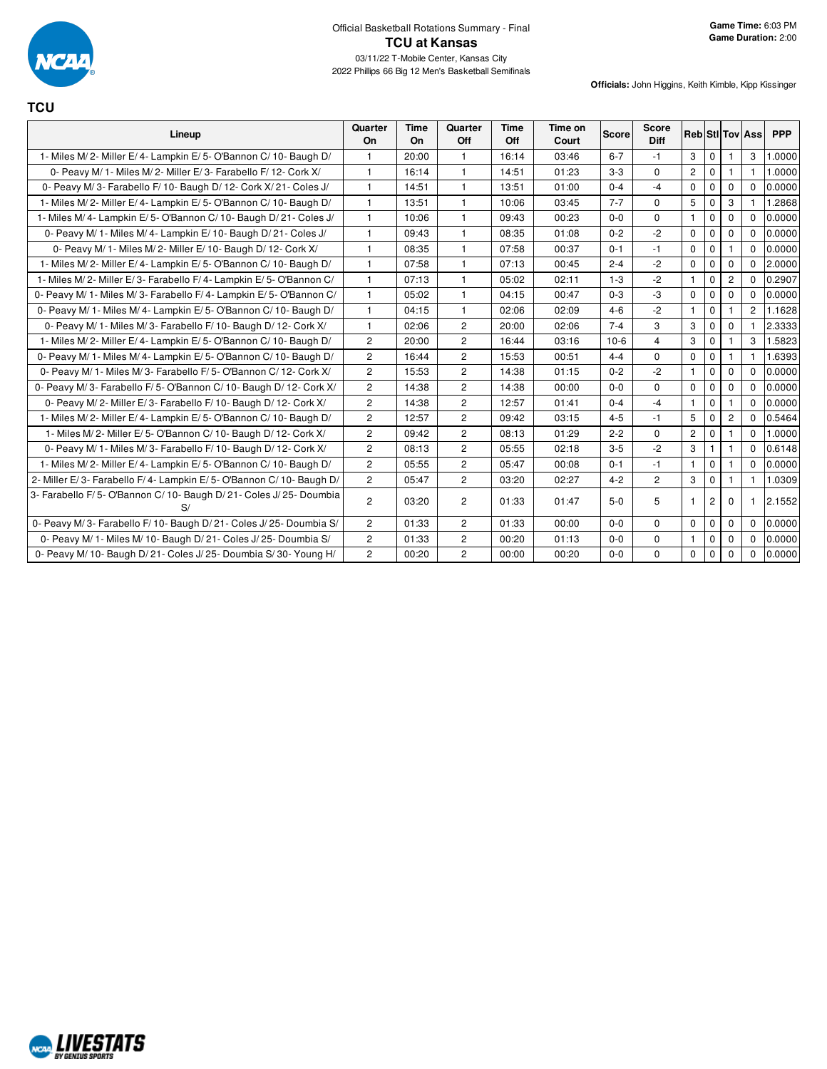Official Basketball Rotations Summary - Final

# TCU at Kansas

03/11/22 T-Mobile Center, Kansas City

2022 Phillips 66 Big 12 Men's Basketball Semifinals

**Game Time:** 6:03 PM
**Game Duration:** 2:00

**Officials:** John Higgins, Keith Kimble, Kipp Kissinger

## TCU

| Lineup | Quarter On | Time On | Quarter Off | Time Off | Time on Court | Score | Score Diff | Reb | Stl | Tov | Ass | PPP |
|---|---|---|---|---|---|---|---|---|---|---|---|---|
| 1- Miles M/ 2- Miller E/ 4- Lampkin E/ 5- O'Bannon C/ 10- Baugh D/ | 1 | 20:00 | 1 | 16:14 | 03:46 | 6-7 | -1 | 3 | 0 | 1 | 3 | 1.0000 |
| 0- Peavy M/ 1- Miles M/ 2- Miller E/ 3- Farabello F/ 12- Cork X/ | 1 | 16:14 | 1 | 14:51 | 01:23 | 3-3 | 0 | 2 | 0 | 1 | 1 | 1.0000 |
| 0- Peavy M/ 3- Farabello F/ 10- Baugh D/ 12- Cork X/ 21- Coles J/ | 1 | 14:51 | 1 | 13:51 | 01:00 | 0-4 | -4 | 0 | 0 | 0 | 0 | 0.0000 |
| 1- Miles M/ 2- Miller E/ 4- Lampkin E/ 5- O'Bannon C/ 10- Baugh D/ | 1 | 13:51 | 1 | 10:06 | 03:45 | 7-7 | 0 | 5 | 0 | 3 | 1 | 1.2868 |
| 1- Miles M/ 4- Lampkin E/ 5- O'Bannon C/ 10- Baugh D/ 21- Coles J/ | 1 | 10:06 | 1 | 09:43 | 00:23 | 0-0 | 0 | 1 | 0 | 0 | 0 | 0.0000 |
| 0- Peavy M/ 1- Miles M/ 4- Lampkin E/ 10- Baugh D/ 21- Coles J/ | 1 | 09:43 | 1 | 08:35 | 01:08 | 0-2 | -2 | 0 | 0 | 0 | 0 | 0.0000 |
| 0- Peavy M/ 1- Miles M/ 2- Miller E/ 10- Baugh D/ 12- Cork X/ | 1 | 08:35 | 1 | 07:58 | 00:37 | 0-1 | -1 | 0 | 0 | 1 | 0 | 0.0000 |
| 1- Miles M/ 2- Miller E/ 4- Lampkin E/ 5- O'Bannon C/ 10- Baugh D/ | 1 | 07:58 | 1 | 07:13 | 00:45 | 2-4 | -2 | 0 | 0 | 0 | 0 | 2.0000 |
| 1- Miles M/ 2- Miller E/ 3- Farabello F/ 4- Lampkin E/ 5- O'Bannon C/ | 1 | 07:13 | 1 | 05:02 | 02:11 | 1-3 | -2 | 1 | 0 | 2 | 0 | 0.2907 |
| 0- Peavy M/ 1- Miles M/ 3- Farabello F/ 4- Lampkin E/ 5- O'Bannon C/ | 1 | 05:02 | 1 | 04:15 | 00:47 | 0-3 | -3 | 0 | 0 | 0 | 0 | 0.0000 |
| 0- Peavy M/ 1- Miles M/ 4- Lampkin E/ 5- O'Bannon C/ 10- Baugh D/ | 1 | 04:15 | 1 | 02:06 | 02:09 | 4-6 | -2 | 1 | 0 | 1 | 2 | 1.1628 |
| 0- Peavy M/ 1- Miles M/ 3- Farabello F/ 10- Baugh D/ 12- Cork X/ | 1 | 02:06 | 2 | 20:00 | 02:06 | 7-4 | 3 | 3 | 0 | 0 | 1 | 2.3333 |
| 1- Miles M/ 2- Miller E/ 4- Lampkin E/ 5- O'Bannon C/ 10- Baugh D/ | 2 | 20:00 | 2 | 16:44 | 03:16 | 10-6 | 4 | 3 | 0 | 1 | 3 | 1.5823 |
| 0- Peavy M/ 1- Miles M/ 4- Lampkin E/ 5- O'Bannon C/ 10- Baugh D/ | 2 | 16:44 | 2 | 15:53 | 00:51 | 4-4 | 0 | 0 | 0 | 1 | 1 | 1.6393 |
| 0- Peavy M/ 1- Miles M/ 3- Farabello F/ 5- O'Bannon C/ 12- Cork X/ | 2 | 15:53 | 2 | 14:38 | 01:15 | 0-2 | -2 | 1 | 0 | 0 | 0 | 0.0000 |
| 0- Peavy M/ 3- Farabello F/ 5- O'Bannon C/ 10- Baugh D/ 12- Cork X/ | 2 | 14:38 | 2 | 14:38 | 00:00 | 0-0 | 0 | 0 | 0 | 0 | 0 | 0.0000 |
| 0- Peavy M/ 2- Miller E/ 3- Farabello F/ 10- Baugh D/ 12- Cork X/ | 2 | 14:38 | 2 | 12:57 | 01:41 | 0-4 | -4 | 1 | 0 | 1 | 0 | 0.0000 |
| 1- Miles M/ 2- Miller E/ 4- Lampkin E/ 5- O'Bannon C/ 10- Baugh D/ | 2 | 12:57 | 2 | 09:42 | 03:15 | 4-5 | -1 | 5 | 0 | 2 | 0 | 0.5464 |
| 1- Miles M/ 2- Miller E/ 5- O'Bannon C/ 10- Baugh D/ 12- Cork X/ | 2 | 09:42 | 2 | 08:13 | 01:29 | 2-2 | 0 | 2 | 0 | 1 | 0 | 1.0000 |
| 0- Peavy M/ 1- Miles M/ 3- Farabello F/ 10- Baugh D/ 12- Cork X/ | 2 | 08:13 | 2 | 05:55 | 02:18 | 3-5 | -2 | 3 | 1 | 1 | 0 | 0.6148 |
| 1- Miles M/ 2- Miller E/ 4- Lampkin E/ 5- O'Bannon C/ 10- Baugh D/ | 2 | 05:55 | 2 | 05:47 | 00:08 | 0-1 | -1 | 1 | 0 | 1 | 0 | 0.0000 |
| 2- Miller E/ 3- Farabello F/ 4- Lampkin E/ 5- O'Bannon C/ 10- Baugh D/ | 2 | 05:47 | 2 | 03:20 | 02:27 | 4-2 | 2 | 3 | 0 | 1 | 1 | 1.0309 |
| 3- Farabello F/ 5- O'Bannon C/ 10- Baugh D/ 21- Coles J/ 25- Doumbia S/ | 2 | 03:20 | 2 | 01:33 | 01:47 | 5-0 | 5 | 1 | 2 | 0 | 1 | 2.1552 |
| 0- Peavy M/ 3- Farabello F/ 10- Baugh D/ 21- Coles J/ 25- Doumbia S/ | 2 | 01:33 | 2 | 01:33 | 00:00 | 0-0 | 0 | 0 | 0 | 0 | 0 | 0.0000 |
| 0- Peavy M/ 1- Miles M/ 10- Baugh D/ 21- Coles J/ 25- Doumbia S/ | 2 | 01:33 | 2 | 00:20 | 01:13 | 0-0 | 0 | 1 | 0 | 0 | 0 | 0.0000 |
| 0- Peavy M/ 10- Baugh D/ 21- Coles J/ 25- Doumbia S/ 30- Young H/ | 2 | 00:20 | 2 | 00:00 | 00:20 | 0-0 | 0 | 0 | 0 | 0 | 0 | 0.0000 |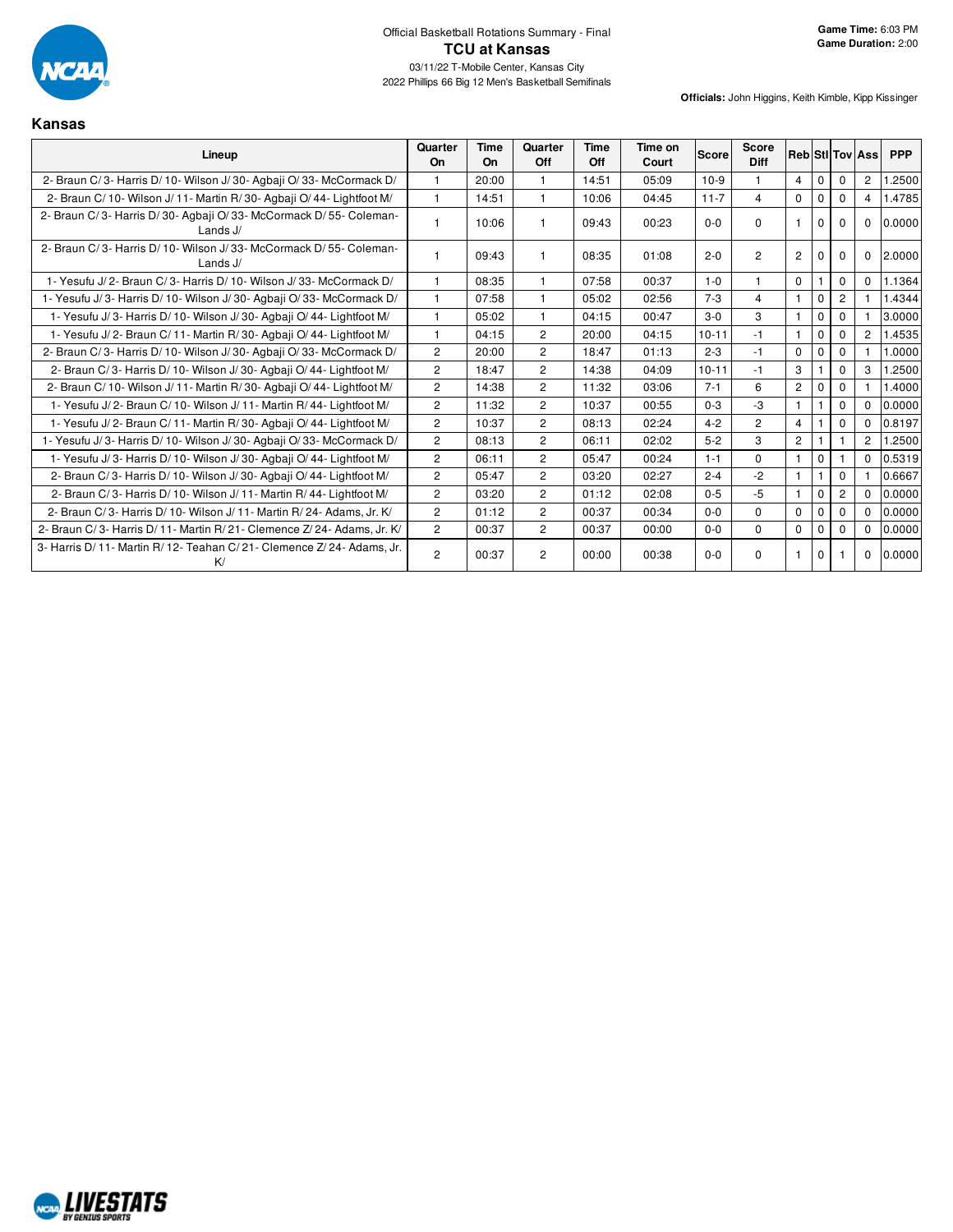Official Basketball Rotations Summary - Final

# TCU at Kansas

03/11/22 T-Mobile Center, Kansas City

2022 Phillips 66 Big 12 Men's Basketball Semifinals

**Game Time:** 6:03 PM
**Game Duration:** 2:00

**Officials:** John Higgins, Keith Kimble, Kipp Kissinger

## Kansas

| Lineup | Quarter On | Time On | Quarter Off | Time Off | Time on Court | Score | Score Diff | Reb | Stl | Tov | Ass | PPP |
|---|---|---|---|---|---|---|---|---|---|---|---|---|
| 2- Braun C/ 3- Harris D/ 10- Wilson J/ 30- Agbaji O/ 33- McCormack D/ | 1 | 20:00 | 1 | 14:51 | 05:09 | 10-9 | 1 | 4 | 0 | 0 | 2 | 1.2500 |
| 2- Braun C/ 10- Wilson J/ 11- Martin R/ 30- Agbaji O/ 44- Lightfoot M/ | 1 | 14:51 | 1 | 10:06 | 04:45 | 11-7 | 4 | 0 | 0 | 0 | 4 | 1.4785 |
| 2- Braun C/ 3- Harris D/ 30- Agbaji O/ 33- McCormack D/ 55- Coleman-Lands J/ | 1 | 10:06 | 1 | 09:43 | 00:23 | 0-0 | 0 | 1 | 0 | 0 | 0 | 0.0000 |
| 2- Braun C/ 3- Harris D/ 10- Wilson J/ 33- McCormack D/ 55- Coleman-Lands J/ | 1 | 09:43 | 1 | 08:35 | 01:08 | 2-0 | 2 | 2 | 0 | 0 | 0 | 2.0000 |
| 1- Yesufu J/ 2- Braun C/ 3- Harris D/ 10- Wilson J/ 33- McCormack D/ | 1 | 08:35 | 1 | 07:58 | 00:37 | 1-0 | 1 | 0 | 1 | 0 | 0 | 1.1364 |
| 1- Yesufu J/ 3- Harris D/ 10- Wilson J/ 30- Agbaji O/ 33- McCormack D/ | 1 | 07:58 | 1 | 05:02 | 02:56 | 7-3 | 4 | 1 | 0 | 2 | 1 | 1.4344 |
| 1- Yesufu J/ 3- Harris D/ 10- Wilson J/ 30- Agbaji O/ 44- Lightfoot M/ | 1 | 05:02 | 1 | 04:15 | 00:47 | 3-0 | 3 | 1 | 0 | 0 | 1 | 3.0000 |
| 1- Yesufu J/ 2- Braun C/ 11- Martin R/ 30- Agbaji O/ 44- Lightfoot M/ | 1 | 04:15 | 2 | 20:00 | 04:15 | 10-11 | -1 | 1 | 0 | 0 | 2 | 1.4535 |
| 2- Braun C/ 3- Harris D/ 10- Wilson J/ 30- Agbaji O/ 33- McCormack D/ | 2 | 20:00 | 2 | 18:47 | 01:13 | 2-3 | -1 | 0 | 0 | 0 | 1 | 1.0000 |
| 2- Braun C/ 3- Harris D/ 10- Wilson J/ 30- Agbaji O/ 44- Lightfoot M/ | 2 | 18:47 | 2 | 14:38 | 04:09 | 10-11 | -1 | 3 | 1 | 0 | 3 | 1.2500 |
| 2- Braun C/ 10- Wilson J/ 11- Martin R/ 30- Agbaji O/ 44- Lightfoot M/ | 2 | 14:38 | 2 | 11:32 | 03:06 | 7-1 | 6 | 2 | 0 | 0 | 1 | 1.4000 |
| 1- Yesufu J/ 2- Braun C/ 10- Wilson J/ 11- Martin R/ 44- Lightfoot M/ | 2 | 11:32 | 2 | 10:37 | 00:55 | 0-3 | -3 | 1 | 1 | 0 | 0 | 0.0000 |
| 1- Yesufu J/ 2- Braun C/ 11- Martin R/ 30- Agbaji O/ 44- Lightfoot M/ | 2 | 10:37 | 2 | 08:13 | 02:24 | 4-2 | 2 | 4 | 1 | 0 | 0 | 0.8197 |
| 1- Yesufu J/ 3- Harris D/ 10- Wilson J/ 30- Agbaji O/ 33- McCormack D/ | 2 | 08:13 | 2 | 06:11 | 02:02 | 5-2 | 3 | 2 | 1 | 1 | 2 | 1.2500 |
| 1- Yesufu J/ 3- Harris D/ 10- Wilson J/ 30- Agbaji O/ 44- Lightfoot M/ | 2 | 06:11 | 2 | 05:47 | 00:24 | 1-1 | 0 | 1 | 0 | 1 | 0 | 0.5319 |
| 2- Braun C/ 3- Harris D/ 10- Wilson J/ 30- Agbaji O/ 44- Lightfoot M/ | 2 | 05:47 | 2 | 03:20 | 02:27 | 2-4 | -2 | 1 | 1 | 0 | 1 | 0.6667 |
| 2- Braun C/ 3- Harris D/ 10- Wilson J/ 11- Martin R/ 44- Lightfoot M/ | 2 | 03:20 | 2 | 01:12 | 02:08 | 0-5 | -5 | 1 | 0 | 2 | 0 | 0.0000 |
| 2- Braun C/ 3- Harris D/ 10- Wilson J/ 11- Martin R/ 24- Adams, Jr. K/ | 2 | 01:12 | 2 | 00:37 | 00:34 | 0-0 | 0 | 0 | 0 | 0 | 0 | 0.0000 |
| 2- Braun C/ 3- Harris D/ 11- Martin R/ 21- Clemence Z/ 24- Adams, Jr. K/ | 2 | 00:37 | 2 | 00:37 | 00:00 | 0-0 | 0 | 0 | 0 | 0 | 0 | 0.0000 |
| 3- Harris D/ 11- Martin R/ 12- Teahan C/ 21- Clemence Z/ 24- Adams, Jr. K/ | 2 | 00:37 | 2 | 00:00 | 00:38 | 0-0 | 0 | 1 | 0 | 1 | 0 | 0.0000 |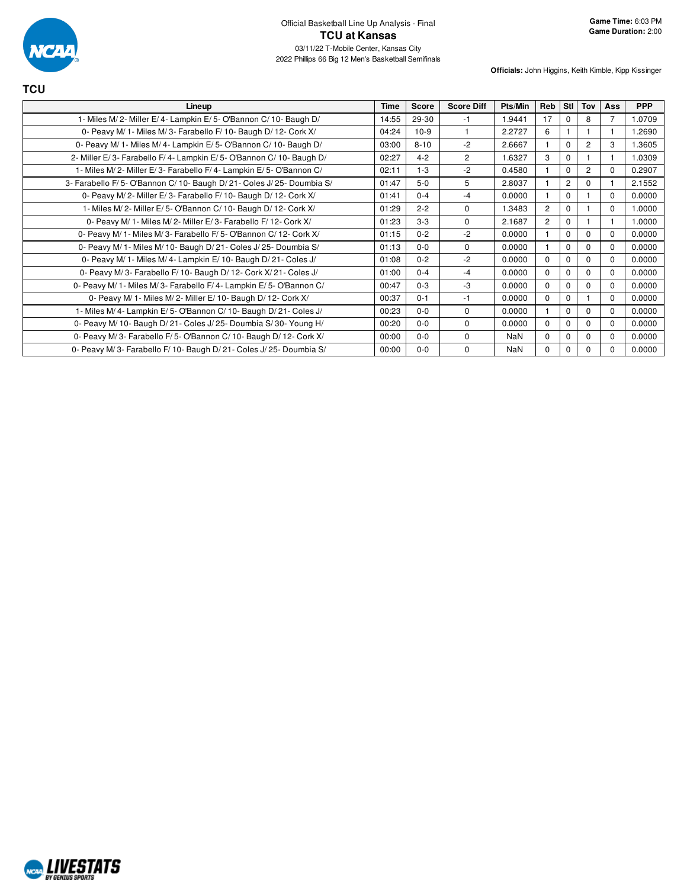Official Basketball Line Up Analysis - Final

# TCU at Kansas

03/11/22 T-Mobile Center, Kansas City

2022 Phillips 66 Big 12 Men's Basketball Semifinals

**Game Time:** 6:03 PM
**Game Duration:** 2:00

**Officials:** John Higgins, Keith Kimble, Kipp Kissinger

## TCU

| Lineup | Time | Score | Score Diff | Pts/Min | Reb | Stl | Tov | Ass | PPP |
|---|---|---|---|---|---|---|---|---|---|
| 1- Miles M/ 2- Miller E/ 4- Lampkin E/ 5- O'Bannon C/ 10- Baugh D/ | 14:55 | 29-30 | -1 | 1.9441 | 17 | 0 | 8 | 7 | 1.0709 |
| 0- Peavy M/ 1- Miles M/ 3- Farabello F/ 10- Baugh D/ 12- Cork X/ | 04:24 | 10-9 | 1 | 2.2727 | 6 | 1 | 1 | 1 | 1.2690 |
| 0- Peavy M/ 1- Miles M/ 4- Lampkin E/ 5- O'Bannon C/ 10- Baugh D/ | 03:00 | 8-10 | -2 | 2.6667 | 1 | 0 | 2 | 3 | 1.3605 |
| 2- Miller E/ 3- Farabello F/ 4- Lampkin E/ 5- O'Bannon C/ 10- Baugh D/ | 02:27 | 4-2 | 2 | 1.6327 | 3 | 0 | 1 | 1 | 1.0309 |
| 1- Miles M/ 2- Miller E/ 3- Farabello F/ 4- Lampkin E/ 5- O'Bannon C/ | 02:11 | 1-3 | -2 | 0.4580 | 1 | 0 | 2 | 0 | 0.2907 |
| 3- Farabello F/ 5- O'Bannon C/ 10- Baugh D/ 21- Coles J/ 25- Doumbia S/ | 01:47 | 5-0 | 5 | 2.8037 | 1 | 2 | 0 | 1 | 2.1552 |
| 0- Peavy M/ 2- Miller E/ 3- Farabello F/ 10- Baugh D/ 12- Cork X/ | 01:41 | 0-4 | -4 | 0.0000 | 1 | 0 | 1 | 0 | 0.0000 |
| 1- Miles M/ 2- Miller E/ 5- O'Bannon C/ 10- Baugh D/ 12- Cork X/ | 01:29 | 2-2 | 0 | 1.3483 | 2 | 0 | 1 | 0 | 1.0000 |
| 0- Peavy M/ 1- Miles M/ 2- Miller E/ 3- Farabello F/ 12- Cork X/ | 01:23 | 3-3 | 0 | 2.1687 | 2 | 0 | 1 | 1 | 1.0000 |
| 0- Peavy M/ 1- Miles M/ 3- Farabello F/ 5- O'Bannon C/ 12- Cork X/ | 01:15 | 0-2 | -2 | 0.0000 | 1 | 0 | 0 | 0 | 0.0000 |
| 0- Peavy M/ 1- Miles M/ 10- Baugh D/ 21- Coles J/ 25- Doumbia S/ | 01:13 | 0-0 | 0 | 0.0000 | 1 | 0 | 0 | 0 | 0.0000 |
| 0- Peavy M/ 1- Miles M/ 4- Lampkin E/ 10- Baugh D/ 21- Coles J/ | 01:08 | 0-2 | -2 | 0.0000 | 0 | 0 | 0 | 0 | 0.0000 |
| 0- Peavy M/ 3- Farabello F/ 10- Baugh D/ 12- Cork X/ 21- Coles J/ | 01:00 | 0-4 | -4 | 0.0000 | 0 | 0 | 0 | 0 | 0.0000 |
| 0- Peavy M/ 1- Miles M/ 3- Farabello F/ 4- Lampkin E/ 5- O'Bannon C/ | 00:47 | 0-3 | -3 | 0.0000 | 0 | 0 | 0 | 0 | 0.0000 |
| 0- Peavy M/ 1- Miles M/ 2- Miller E/ 10- Baugh D/ 12- Cork X/ | 00:37 | 0-1 | -1 | 0.0000 | 0 | 0 | 1 | 0 | 0.0000 |
| 1- Miles M/ 4- Lampkin E/ 5- O'Bannon C/ 10- Baugh D/ 21- Coles J/ | 00:23 | 0-0 | 0 | 0.0000 | 1 | 0 | 0 | 0 | 0.0000 |
| 0- Peavy M/ 10- Baugh D/ 21- Coles J/ 25- Doumbia S/ 30- Young H/ | 00:20 | 0-0 | 0 | 0.0000 | 0 | 0 | 0 | 0 | 0.0000 |
| 0- Peavy M/ 3- Farabello F/ 5- O'Bannon C/ 10- Baugh D/ 12- Cork X/ | 00:00 | 0-0 | 0 | NaN | 0 | 0 | 0 | 0 | 0.0000 |
| 0- Peavy M/ 3- Farabello F/ 10- Baugh D/ 21- Coles J/ 25- Doumbia S/ | 00:00 | 0-0 | 0 | NaN | 0 | 0 | 0 | 0 | 0.0000 |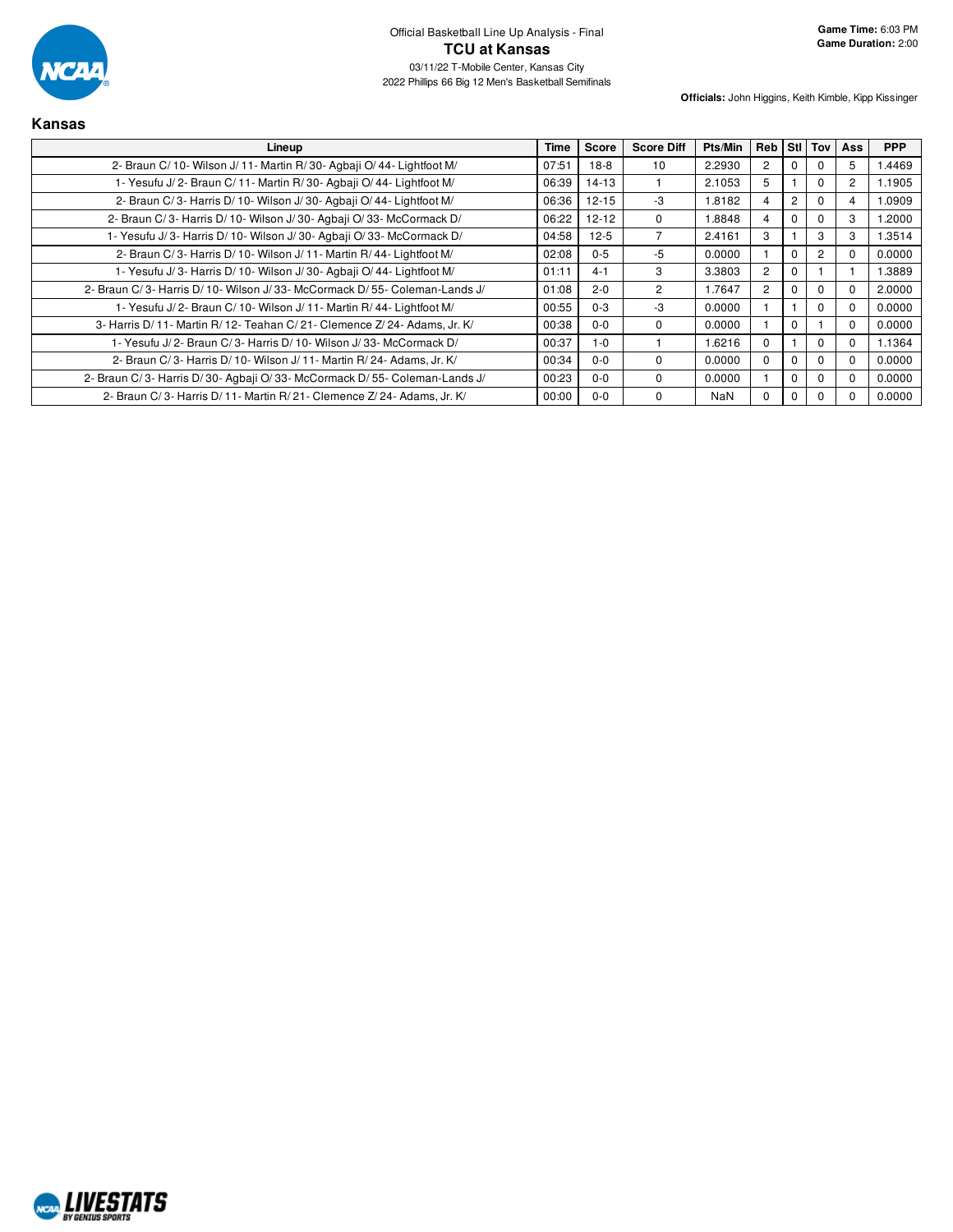Official Basketball Line Up Analysis - Final

# TCU at Kansas

03/11/22 T-Mobile Center, Kansas City

2022 Phillips 66 Big 12 Men's Basketball Semifinals

**Game Time:** 6:03 PM
**Game Duration:** 2:00

**Officials:** John Higgins, Keith Kimble, Kipp Kissinger

## Kansas

| Lineup | Time | Score | Score Diff | Pts/Min | Reb | Stl | Tov | Ass | PPP |
|---|---|---|---|---|---|---|---|---|---|
| 2- Braun C/ 10- Wilson J/ 11- Martin R/ 30- Agbaji O/ 44- Lightfoot M/ | 07:51 | 18-8 | 10 | 2.2930 | 2 | 0 | 0 | 5 | 1.4469 |
| 1- Yesufu J/ 2- Braun C/ 11- Martin R/ 30- Agbaji O/ 44- Lightfoot M/ | 06:39 | 14-13 | 1 | 2.1053 | 5 | 1 | 0 | 2 | 1.1905 |
| 2- Braun C/ 3- Harris D/ 10- Wilson J/ 30- Agbaji O/ 44- Lightfoot M/ | 06:36 | 12-15 | -3 | 1.8182 | 4 | 2 | 0 | 4 | 1.0909 |
| 2- Braun C/ 3- Harris D/ 10- Wilson J/ 30- Agbaji O/ 33- McCormack D/ | 06:22 | 12-12 | 0 | 1.8848 | 4 | 0 | 0 | 3 | 1.2000 |
| 1- Yesufu J/ 3- Harris D/ 10- Wilson J/ 30- Agbaji O/ 33- McCormack D/ | 04:58 | 12-5 | 7 | 2.4161 | 3 | 1 | 3 | 3 | 1.3514 |
| 2- Braun C/ 3- Harris D/ 10- Wilson J/ 11- Martin R/ 44- Lightfoot M/ | 02:08 | 0-5 | -5 | 0.0000 | 1 | 0 | 2 | 0 | 0.0000 |
| 1- Yesufu J/ 3- Harris D/ 10- Wilson J/ 30- Agbaji O/ 44- Lightfoot M/ | 01:11 | 4-1 | 3 | 3.3803 | 2 | 0 | 1 | 1 | 1.3889 |
| 2- Braun C/ 3- Harris D/ 10- Wilson J/ 33- McCormack D/ 55- Coleman-Lands J/ | 01:08 | 2-0 | 2 | 1.7647 | 2 | 0 | 0 | 0 | 2.0000 |
| 1- Yesufu J/ 2- Braun C/ 10- Wilson J/ 11- Martin R/ 44- Lightfoot M/ | 00:55 | 0-3 | -3 | 0.0000 | 1 | 1 | 0 | 0 | 0.0000 |
| 3- Harris D/ 11- Martin R/ 12- Teahan C/ 21- Clemence Z/ 24- Adams, Jr. K/ | 00:38 | 0-0 | 0 | 0.0000 | 1 | 0 | 1 | 0 | 0.0000 |
| 1- Yesufu J/ 2- Braun C/ 3- Harris D/ 10- Wilson J/ 33- McCormack D/ | 00:37 | 1-0 | 1 | 1.6216 | 0 | 1 | 0 | 0 | 1.1364 |
| 2- Braun C/ 3- Harris D/ 10- Wilson J/ 11- Martin R/ 24- Adams, Jr. K/ | 00:34 | 0-0 | 0 | 0.0000 | 0 | 0 | 0 | 0 | 0.0000 |
| 2- Braun C/ 3- Harris D/ 30- Agbaji O/ 33- McCormack D/ 55- Coleman-Lands J/ | 00:23 | 0-0 | 0 | 0.0000 | 1 | 0 | 0 | 0 | 0.0000 |
| 2- Braun C/ 3- Harris D/ 11- Martin R/ 21- Clemence Z/ 24- Adams, Jr. K/ | 00:00 | 0-0 | 0 | NaN | 0 | 0 | 0 | 0 | 0.0000 |